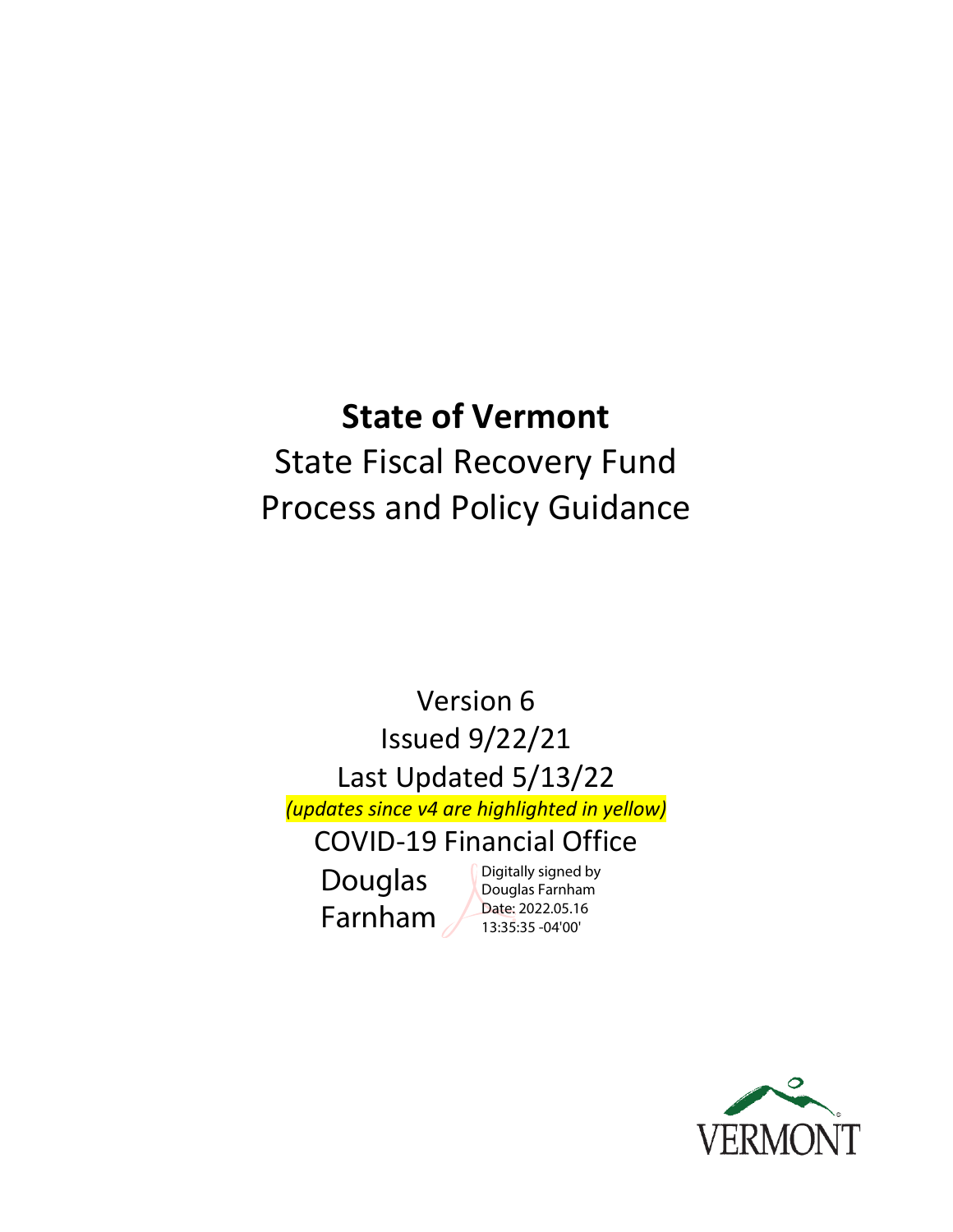# State of Vermont

State Fiscal Recovery Fund
Process and Policy Guidance

Version 6
Issued 9/22/21
Last Updated 5/13/22

*(updates since v4 are highlighted in yellow)*

COVID-19 Financial Office

Douglas Farnham

Digitally signed by Douglas Farnham
Date: 2022.05.16 13:35:35 -04'00'

VERMONT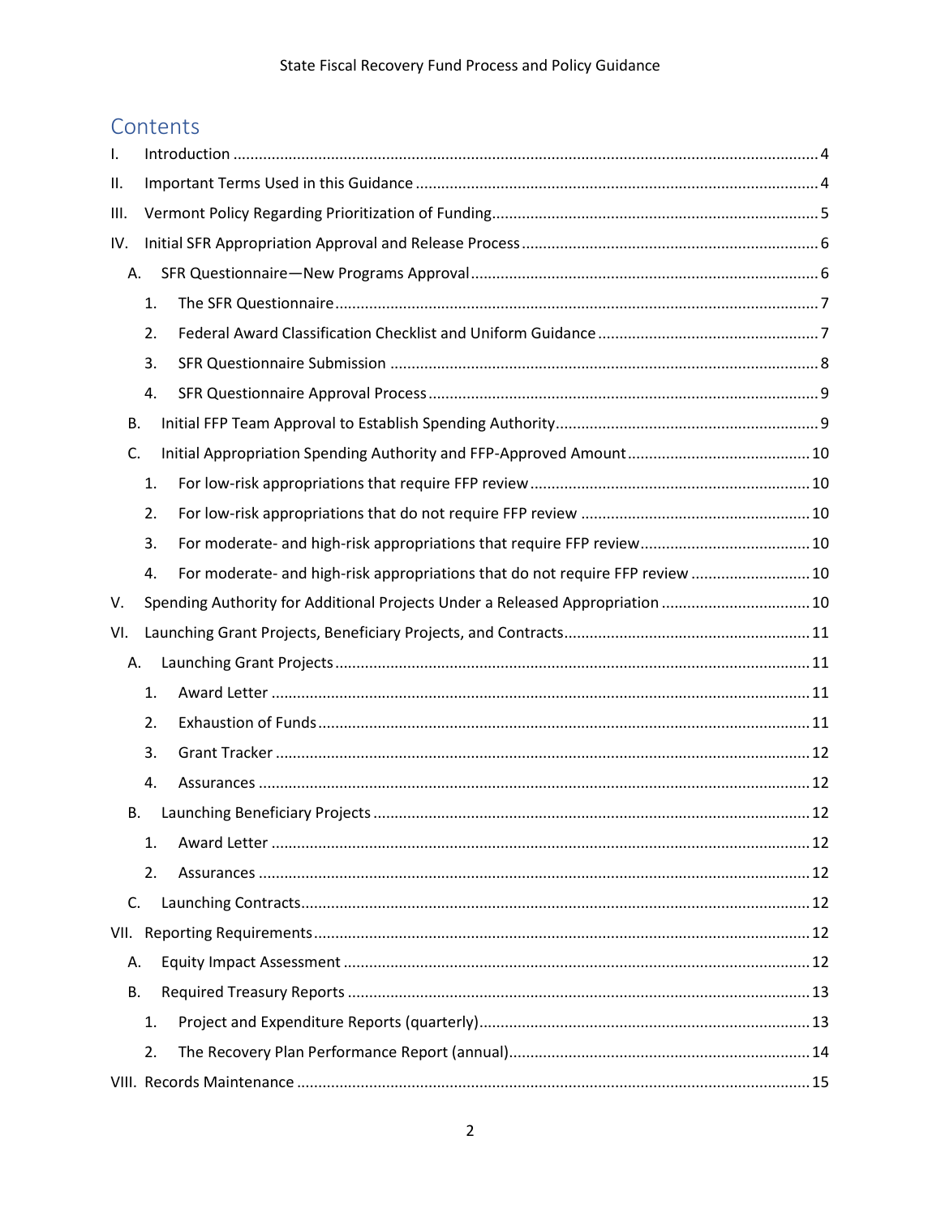# Contents

- I. Introduction ..... 4
- II. Important Terms Used in this Guidance ..... 4
- III. Vermont Policy Regarding Prioritization of Funding ..... 5
- IV. Initial SFR Appropriation Approval and Release Process ..... 6
  - A. SFR Questionnaire—New Programs Approval ..... 6
    - 1. The SFR Questionnaire ..... 7
    - 2. Federal Award Classification Checklist and Uniform Guidance ..... 7
    - 3. SFR Questionnaire Submission ..... 8
    - 4. SFR Questionnaire Approval Process ..... 9
  - B. Initial FFP Team Approval to Establish Spending Authority ..... 9
  - C. Initial Appropriation Spending Authority and FFP-Approved Amount ..... 10
    - 1. For low-risk appropriations that require FFP review ..... 10
    - 2. For low-risk appropriations that do not require FFP review ..... 10
    - 3. For moderate- and high-risk appropriations that require FFP review ..... 10
    - 4. For moderate- and high-risk appropriations that do not require FFP review ..... 10
- V. Spending Authority for Additional Projects Under a Released Appropriation ..... 10
- VI. Launching Grant Projects, Beneficiary Projects, and Contracts ..... 11
  - A. Launching Grant Projects ..... 11
    - 1. Award Letter ..... 11
    - 2. Exhaustion of Funds ..... 11
    - 3. Grant Tracker ..... 12
    - 4. Assurances ..... 12
  - B. Launching Beneficiary Projects ..... 12
    - 1. Award Letter ..... 12
    - 2. Assurances ..... 12
  - C. Launching Contracts ..... 12
- VII. Reporting Requirements ..... 12
  - A. Equity Impact Assessment ..... 12
  - B. Required Treasury Reports ..... 13
    - 1. Project and Expenditure Reports (quarterly) ..... 13
    - 2. The Recovery Plan Performance Report (annual) ..... 14
- VIII. Records Maintenance ..... 15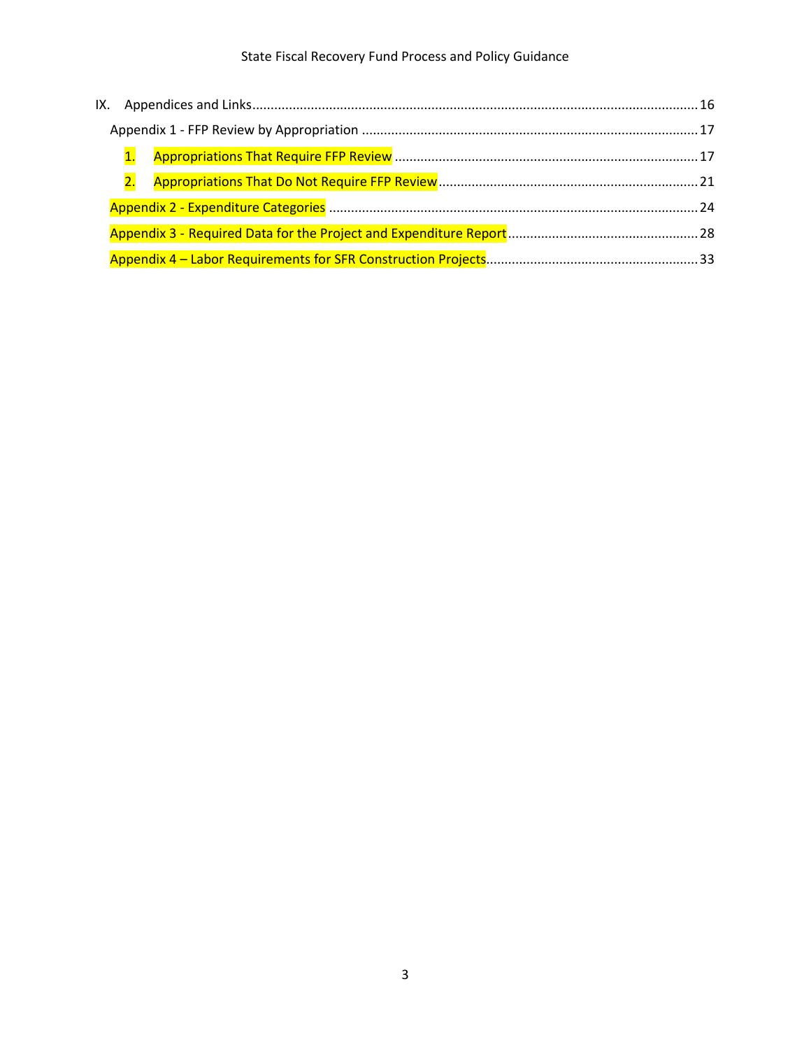IX. Appendices and Links ........................................................................................................................ 16

Appendix 1 - FFP Review by Appropriation ........................................................................................ 17

1. Appropriations That Require FFP Review ................................................................................ 17

2. Appropriations That Do Not Require FFP Review ..................................................................... 21

Appendix 2 - Expenditure Categories .................................................................................................. 24

Appendix 3 - Required Data for the Project and Expenditure Report .................................................. 28

Appendix 4 – Labor Requirements for SFR Construction Projects ......................................................... 33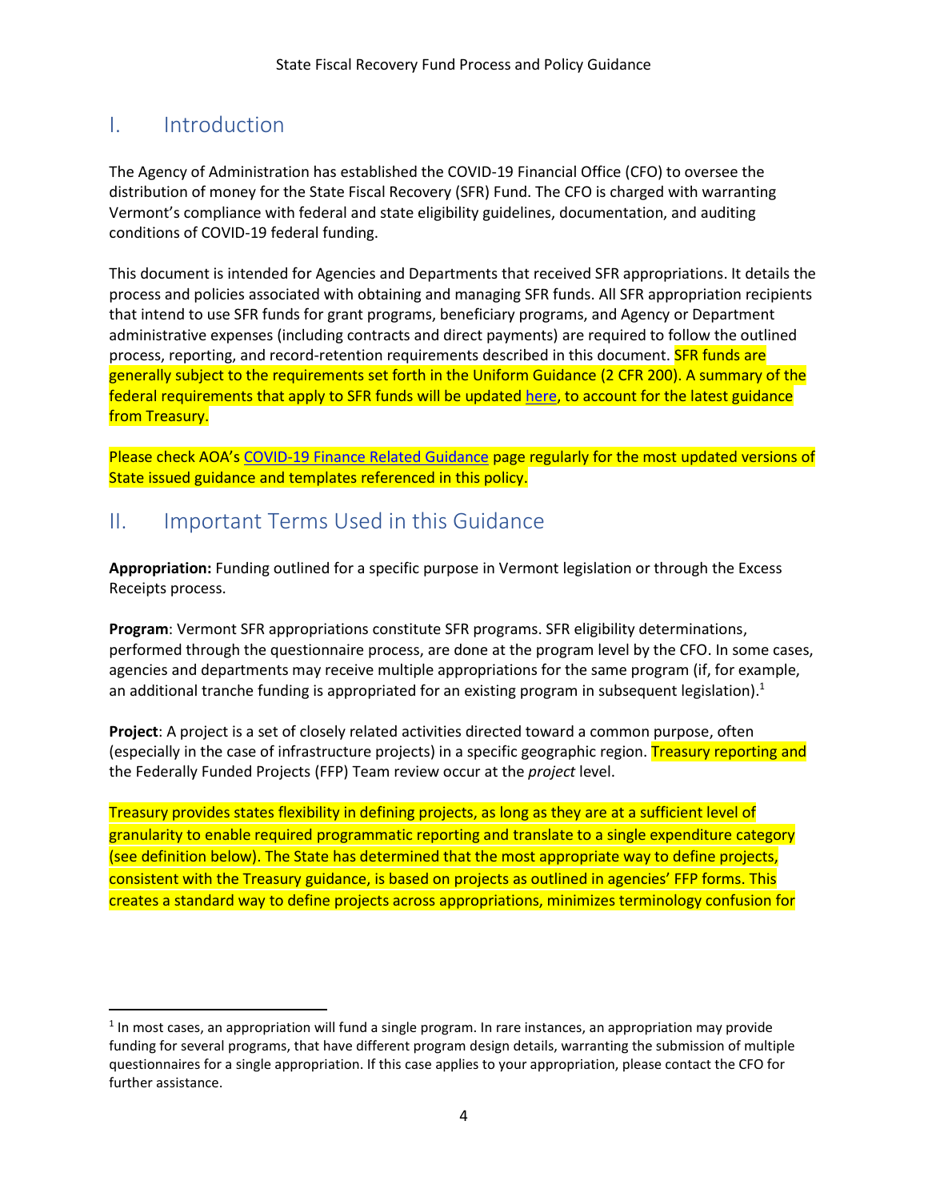# I. Introduction

The Agency of Administration has established the COVID-19 Financial Office (CFO) to oversee the distribution of money for the State Fiscal Recovery (SFR) Fund. The CFO is charged with warranting Vermont's compliance with federal and state eligibility guidelines, documentation, and auditing conditions of COVID-19 federal funding.

This document is intended for Agencies and Departments that received SFR appropriations. It details the process and policies associated with obtaining and managing SFR funds. All SFR appropriation recipients that intend to use SFR funds for grant programs, beneficiary programs, and Agency or Department administrative expenses (including contracts and direct payments) are required to follow the outlined process, reporting, and record-retention requirements described in this document. SFR funds are generally subject to the requirements set forth in the Uniform Guidance (2 CFR 200). A summary of the federal requirements that apply to SFR funds will be updated here, to account for the latest guidance from Treasury.

Please check AOA's COVID-19 Finance Related Guidance page regularly for the most updated versions of State issued guidance and templates referenced in this policy.

# II. Important Terms Used in this Guidance

**Appropriation:** Funding outlined for a specific purpose in Vermont legislation or through the Excess Receipts process.

**Program**: Vermont SFR appropriations constitute SFR programs. SFR eligibility determinations, performed through the questionnaire process, are done at the program level by the CFO. In some cases, agencies and departments may receive multiple appropriations for the same program (if, for example, an additional tranche funding is appropriated for an existing program in subsequent legislation).[1]

**Project**: A project is a set of closely related activities directed toward a common purpose, often (especially in the case of infrastructure projects) in a specific geographic region. Treasury reporting and the Federally Funded Projects (FFP) Team review occur at the *project* level.

Treasury provides states flexibility in defining projects, as long as they are at a sufficient level of granularity to enable required programmatic reporting and translate to a single expenditure category (see definition below). The State has determined that the most appropriate way to define projects, consistent with the Treasury guidance, is based on projects as outlined in agencies' FFP forms. This creates a standard way to define projects across appropriations, minimizes terminology confusion for

[1] In most cases, an appropriation will fund a single program. In rare instances, an appropriation may provide funding for several programs, that have different program design details, warranting the submission of multiple questionnaires for a single appropriation. If this case applies to your appropriation, please contact the CFO for further assistance.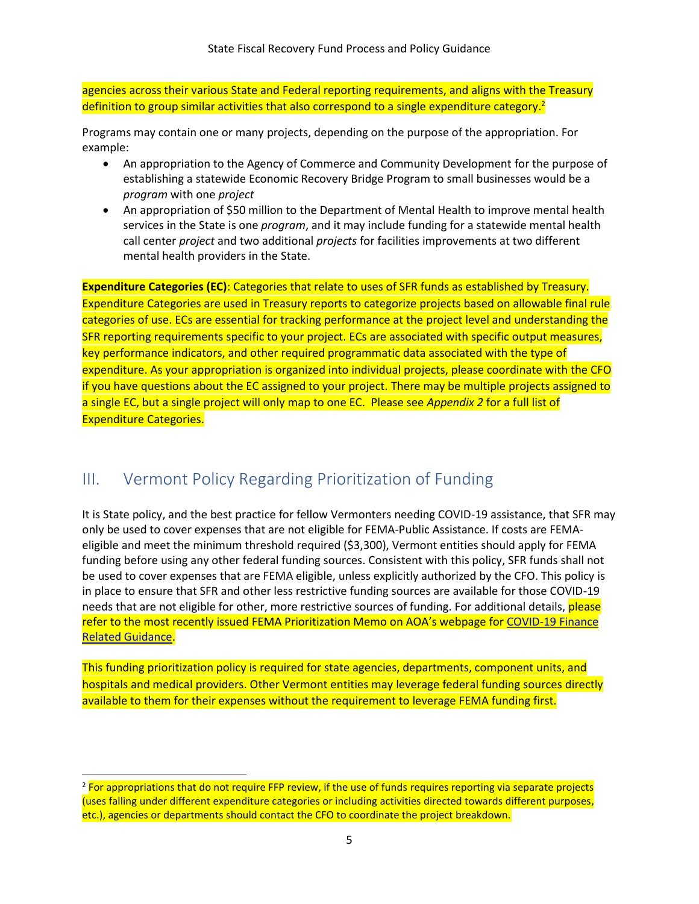agencies across their various State and Federal reporting requirements, and aligns with the Treasury definition to group similar activities that also correspond to a single expenditure category.[2]

Programs may contain one or many projects, depending on the purpose of the appropriation. For example:

- An appropriation to the Agency of Commerce and Community Development for the purpose of establishing a statewide Economic Recovery Bridge Program to small businesses would be a *program* with one *project*
- An appropriation of $50 million to the Department of Mental Health to improve mental health services in the State is one *program*, and it may include funding for a statewide mental health call center *project* and two additional *projects* for facilities improvements at two different mental health providers in the State.

**Expenditure Categories (EC)**: Categories that relate to uses of SFR funds as established by Treasury. Expenditure Categories are used in Treasury reports to categorize projects based on allowable final rule categories of use. ECs are essential for tracking performance at the project level and understanding the SFR reporting requirements specific to your project. ECs are associated with specific output measures, key performance indicators, and other required programmatic data associated with the type of expenditure. As your appropriation is organized into individual projects, please coordinate with the CFO if you have questions about the EC assigned to your project. There may be multiple projects assigned to a single EC, but a single project will only map to one EC. Please see *Appendix 2* for a full list of Expenditure Categories.

## III. Vermont Policy Regarding Prioritization of Funding

It is State policy, and the best practice for fellow Vermonters needing COVID-19 assistance, that SFR may only be used to cover expenses that are not eligible for FEMA-Public Assistance. If costs are FEMA-eligible and meet the minimum threshold required ($3,300), Vermont entities should apply for FEMA funding before using any other federal funding sources. Consistent with this policy, SFR funds shall not be used to cover expenses that are FEMA eligible, unless explicitly authorized by the CFO. This policy is in place to ensure that SFR and other less restrictive funding sources are available for those COVID-19 needs that are not eligible for other, more restrictive sources of funding. For additional details, please refer to the most recently issued FEMA Prioritization Memo on AOA's webpage for COVID-19 Finance Related Guidance.

This funding prioritization policy is required for state agencies, departments, component units, and hospitals and medical providers. Other Vermont entities may leverage federal funding sources directly available to them for their expenses without the requirement to leverage FEMA funding first.

[2] For appropriations that do not require FFP review, if the use of funds requires reporting via separate projects (uses falling under different expenditure categories or including activities directed towards different purposes, etc.), agencies or departments should contact the CFO to coordinate the project breakdown.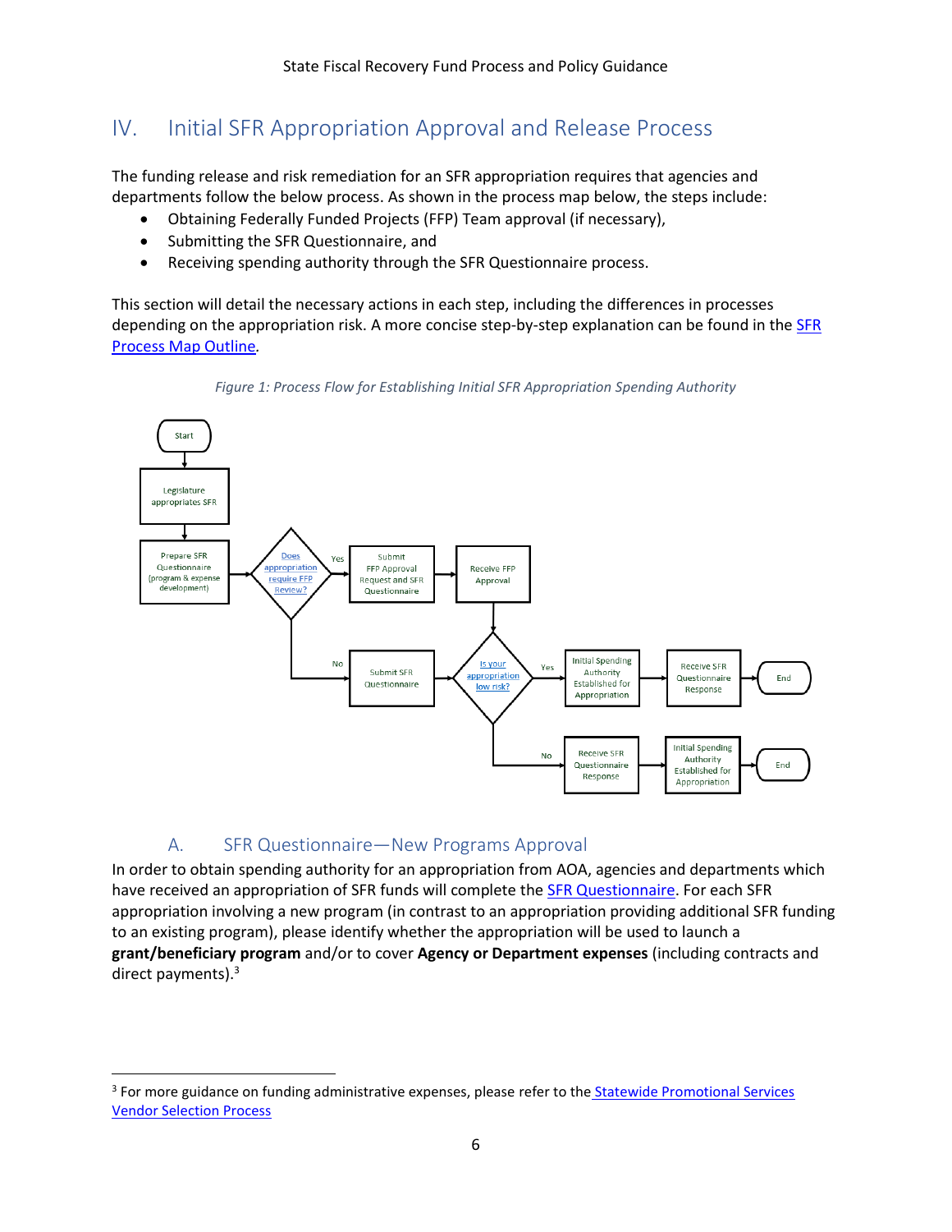## IV. Initial SFR Appropriation Approval and Release Process

The funding release and risk remediation for an SFR appropriation requires that agencies and departments follow the below process. As shown in the process map below, the steps include:

- Obtaining Federally Funded Projects (FFP) Team approval (if necessary),
- Submitting the SFR Questionnaire, and
- Receiving spending authority through the SFR Questionnaire process.

This section will detail the necessary actions in each step, including the differences in processes depending on the appropriation risk. A more concise step-by-step explanation can be found in the SFR Process Map Outline.

*Figure 1: Process Flow for Establishing Initial SFR Appropriation Spending Authority*

### A. SFR Questionnaire—New Programs Approval

In order to obtain spending authority for an appropriation from AOA, agencies and departments which have received an appropriation of SFR funds will complete the SFR Questionnaire. For each SFR appropriation involving a new program (in contrast to an appropriation providing additional SFR funding to an existing program), please identify whether the appropriation will be used to launch a **grant/beneficiary program** and/or to cover **Agency or Department expenses** (including contracts and direct payments).[3]

[3] For more guidance on funding administrative expenses, please refer to the Statewide Promotional Services Vendor Selection Process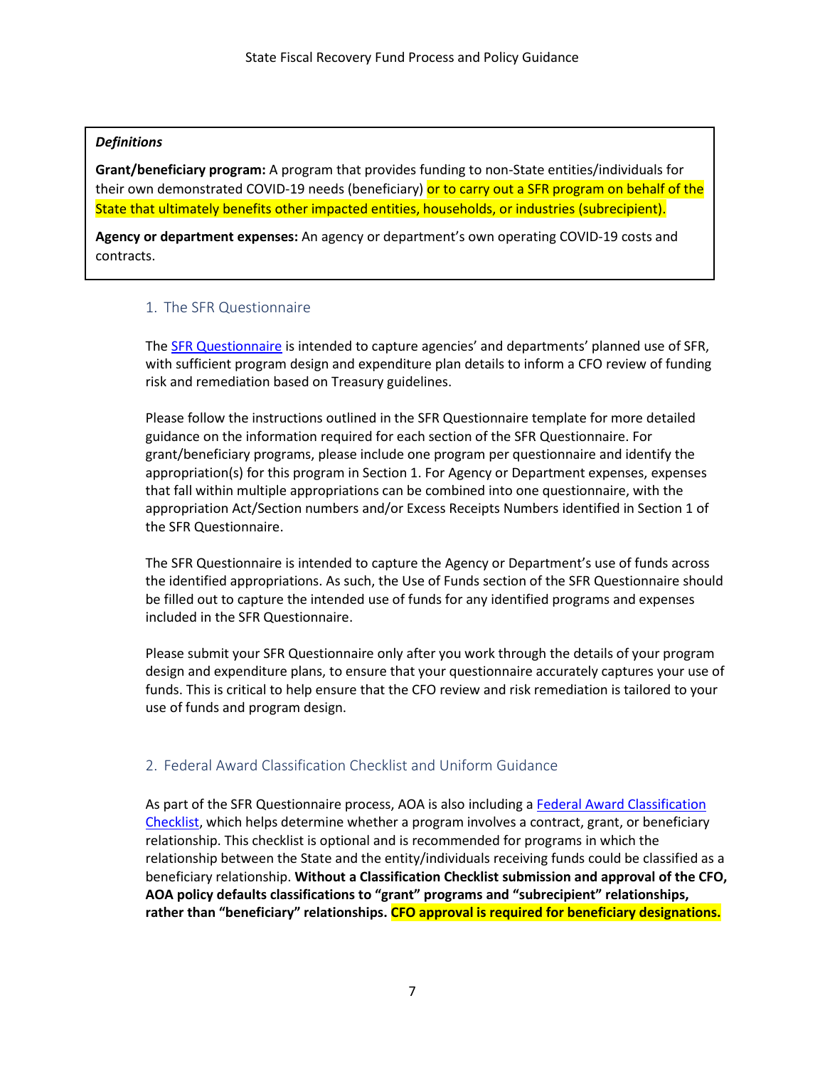***Definitions***

**Grant/beneficiary program:** A program that provides funding to non-State entities/individuals for their own demonstrated COVID-19 needs (beneficiary) or to carry out a SFR program on behalf of the State that ultimately benefits other impacted entities, households, or industries (subrecipient).

**Agency or department expenses:** An agency or department's own operating COVID-19 costs and contracts.

## 1. The SFR Questionnaire

The SFR Questionnaire is intended to capture agencies' and departments' planned use of SFR, with sufficient program design and expenditure plan details to inform a CFO review of funding risk and remediation based on Treasury guidelines.

Please follow the instructions outlined in the SFR Questionnaire template for more detailed guidance on the information required for each section of the SFR Questionnaire. For grant/beneficiary programs, please include one program per questionnaire and identify the appropriation(s) for this program in Section 1. For Agency or Department expenses, expenses that fall within multiple appropriations can be combined into one questionnaire, with the appropriation Act/Section numbers and/or Excess Receipts Numbers identified in Section 1 of the SFR Questionnaire.

The SFR Questionnaire is intended to capture the Agency or Department's use of funds across the identified appropriations. As such, the Use of Funds section of the SFR Questionnaire should be filled out to capture the intended use of funds for any identified programs and expenses included in the SFR Questionnaire.

Please submit your SFR Questionnaire only after you work through the details of your program design and expenditure plans, to ensure that your questionnaire accurately captures your use of funds. This is critical to help ensure that the CFO review and risk remediation is tailored to your use of funds and program design.

## 2. Federal Award Classification Checklist and Uniform Guidance

As part of the SFR Questionnaire process, AOA is also including a Federal Award Classification Checklist, which helps determine whether a program involves a contract, grant, or beneficiary relationship. This checklist is optional and is recommended for programs in which the relationship between the State and the entity/individuals receiving funds could be classified as a beneficiary relationship. **Without a Classification Checklist submission and approval of the CFO, AOA policy defaults classifications to "grant" programs and "subrecipient" relationships, rather than "beneficiary" relationships. CFO approval is required for beneficiary designations.**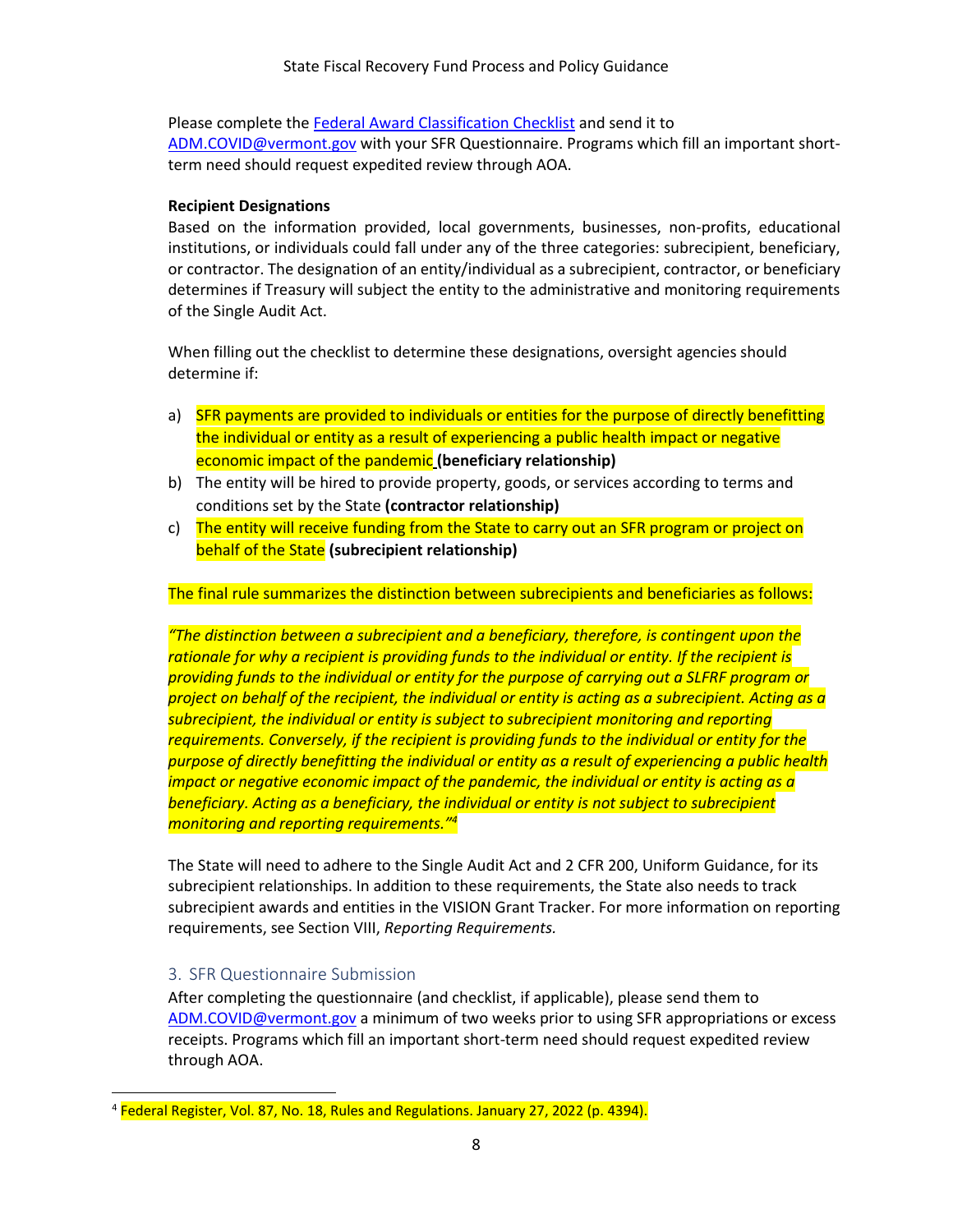Please complete the [Federal Award Classification Checklist](#) and send it to [ADM.COVID@vermont.gov](mailto:ADM.COVID@vermont.gov) with your SFR Questionnaire. Programs which fill an important short-term need should request expedited review through AOA.

**Recipient Designations**

Based on the information provided, local governments, businesses, non-profits, educational institutions, or individuals could fall under any of the three categories: subrecipient, beneficiary, or contractor. The designation of an entity/individual as a subrecipient, contractor, or beneficiary determines if Treasury will subject the entity to the administrative and monitoring requirements of the Single Audit Act.

When filling out the checklist to determine these designations, oversight agencies should determine if:

a) SFR payments are provided to individuals or entities for the purpose of directly benefitting the individual or entity as a result of experiencing a public health impact or negative economic impact of the pandemic **(beneficiary relationship)**
b) The entity will be hired to provide property, goods, or services according to terms and conditions set by the State **(contractor relationship)**
c) The entity will receive funding from the State to carry out an SFR program or project on behalf of the State **(subrecipient relationship)**

The final rule summarizes the distinction between subrecipients and beneficiaries as follows:

*"The distinction between a subrecipient and a beneficiary, therefore, is contingent upon the rationale for why a recipient is providing funds to the individual or entity. If the recipient is providing funds to the individual or entity for the purpose of carrying out a SLFRF program or project on behalf of the recipient, the individual or entity is acting as a subrecipient. Acting as a subrecipient, the individual or entity is subject to subrecipient monitoring and reporting requirements. Conversely, if the recipient is providing funds to the individual or entity for the purpose of directly benefitting the individual or entity as a result of experiencing a public health impact or negative economic impact of the pandemic, the individual or entity is acting as a beneficiary. Acting as a beneficiary, the individual or entity is not subject to subrecipient monitoring and reporting requirements."*[4]

The State will need to adhere to the Single Audit Act and 2 CFR 200, Uniform Guidance, for its subrecipient relationships. In addition to these requirements, the State also needs to track subrecipient awards and entities in the VISION Grant Tracker. For more information on reporting requirements, see Section VIII, *Reporting Requirements.*

## 3. SFR Questionnaire Submission

After completing the questionnaire (and checklist, if applicable), please send them to [ADM.COVID@vermont.gov](mailto:ADM.COVID@vermont.gov) a minimum of two weeks prior to using SFR appropriations or excess receipts. Programs which fill an important short-term need should request expedited review through AOA.

[4] Federal Register, Vol. 87, No. 18, Rules and Regulations. January 27, 2022 (p. 4394).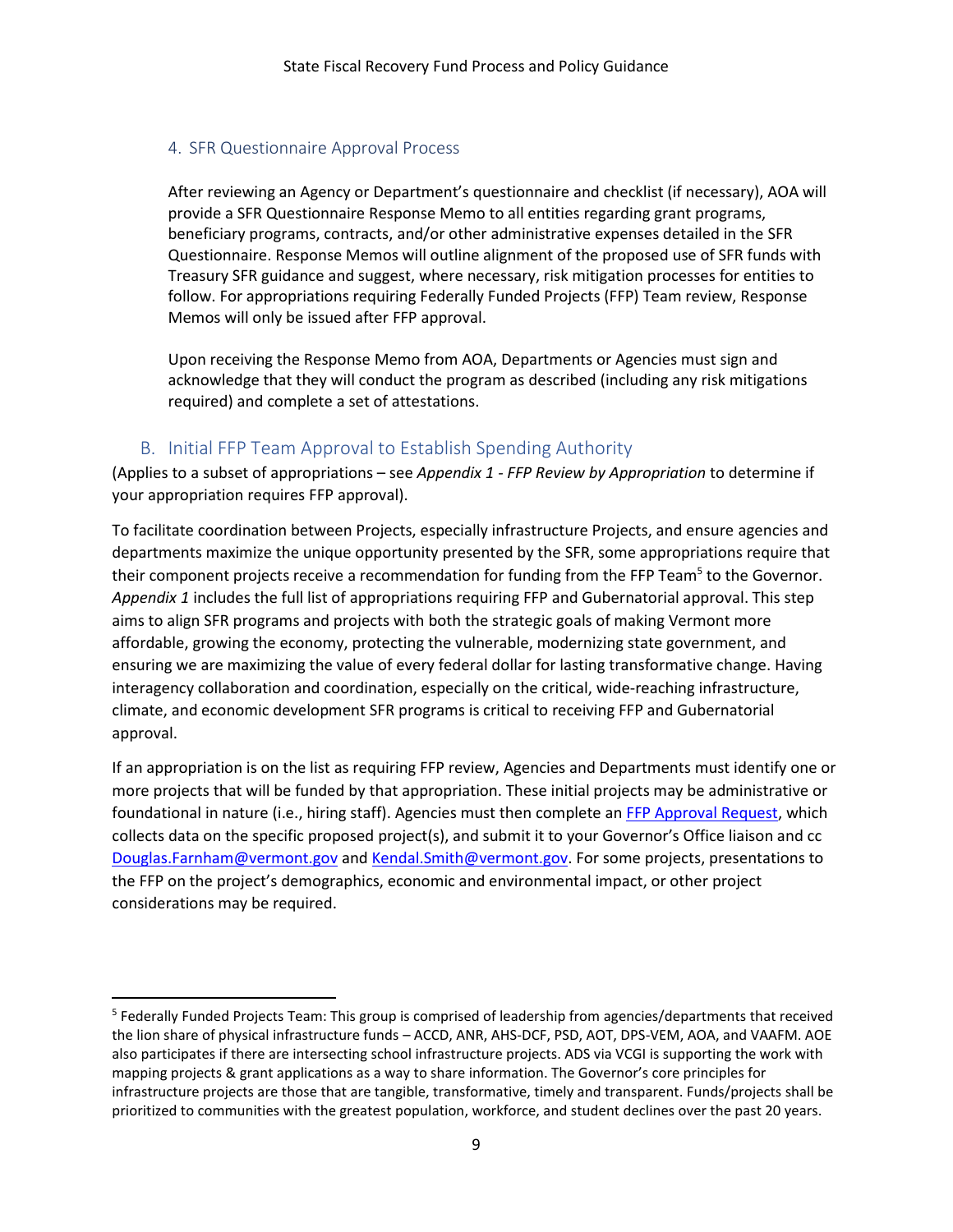### 4. SFR Questionnaire Approval Process

After reviewing an Agency or Department's questionnaire and checklist (if necessary), AOA will provide a SFR Questionnaire Response Memo to all entities regarding grant programs, beneficiary programs, contracts, and/or other administrative expenses detailed in the SFR Questionnaire. Response Memos will outline alignment of the proposed use of SFR funds with Treasury SFR guidance and suggest, where necessary, risk mitigation processes for entities to follow. For appropriations requiring Federally Funded Projects (FFP) Team review, Response Memos will only be issued after FFP approval.

Upon receiving the Response Memo from AOA, Departments or Agencies must sign and acknowledge that they will conduct the program as described (including any risk mitigations required) and complete a set of attestations.

## B. Initial FFP Team Approval to Establish Spending Authority

(Applies to a subset of appropriations – see *Appendix 1 - FFP Review by Appropriation* to determine if your appropriation requires FFP approval).

To facilitate coordination between Projects, especially infrastructure Projects, and ensure agencies and departments maximize the unique opportunity presented by the SFR, some appropriations require that their component projects receive a recommendation for funding from the FFP Team[5] to the Governor. *Appendix 1* includes the full list of appropriations requiring FFP and Gubernatorial approval. This step aims to align SFR programs and projects with both the strategic goals of making Vermont more affordable, growing the economy, protecting the vulnerable, modernizing state government, and ensuring we are maximizing the value of every federal dollar for lasting transformative change. Having interagency collaboration and coordination, especially on the critical, wide-reaching infrastructure, climate, and economic development SFR programs is critical to receiving FFP and Gubernatorial approval.

If an appropriation is on the list as requiring FFP review, Agencies and Departments must identify one or more projects that will be funded by that appropriation. These initial projects may be administrative or foundational in nature (i.e., hiring staff). Agencies must then complete an FFP Approval Request, which collects data on the specific proposed project(s), and submit it to your Governor's Office liaison and cc Douglas.Farnham@vermont.gov and Kendal.Smith@vermont.gov. For some projects, presentations to the FFP on the project's demographics, economic and environmental impact, or other project considerations may be required.

---

[5] Federally Funded Projects Team: This group is comprised of leadership from agencies/departments that received the lion share of physical infrastructure funds – ACCD, ANR, AHS-DCF, PSD, AOT, DPS-VEM, AOA, and VAAFM. AOE also participates if there are intersecting school infrastructure projects. ADS via VCGI is supporting the work with mapping projects & grant applications as a way to share information. The Governor's core principles for infrastructure projects are those that are tangible, transformative, timely and transparent. Funds/projects shall be prioritized to communities with the greatest population, workforce, and student declines over the past 20 years.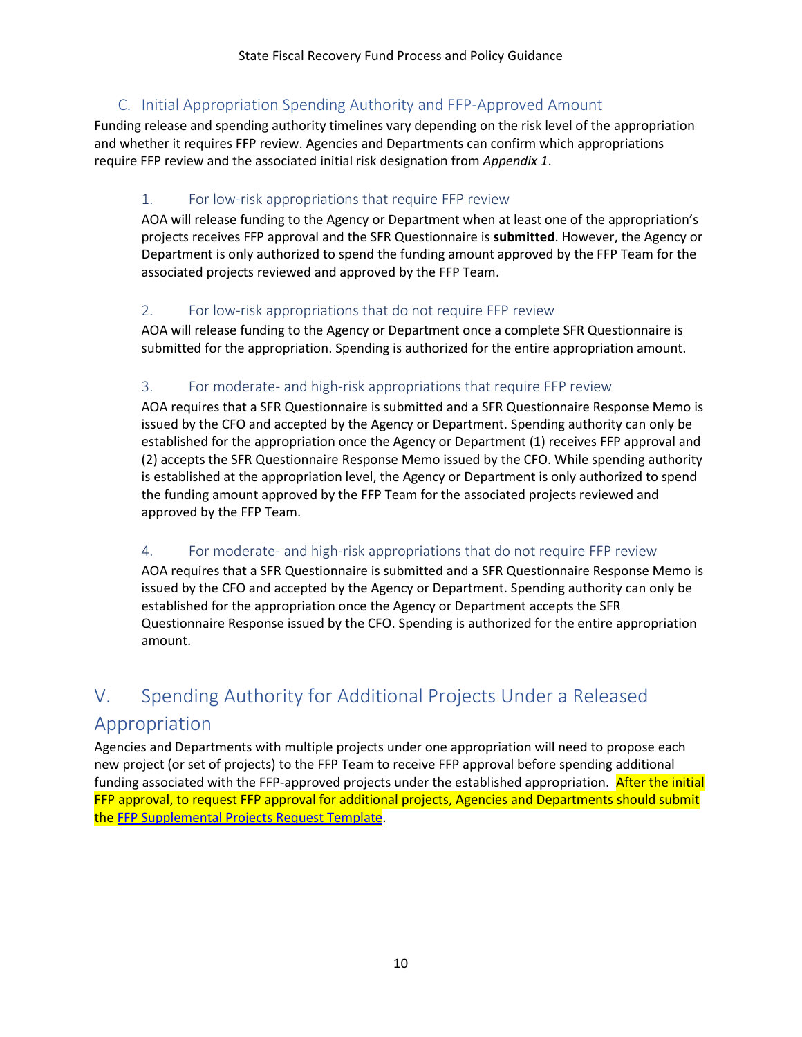## C. Initial Appropriation Spending Authority and FFP-Approved Amount

Funding release and spending authority timelines vary depending on the risk level of the appropriation and whether it requires FFP review. Agencies and Departments can confirm which appropriations require FFP review and the associated initial risk designation from *Appendix 1*.

### 1. For low-risk appropriations that require FFP review

AOA will release funding to the Agency or Department when at least one of the appropriation's projects receives FFP approval and the SFR Questionnaire is **submitted**. However, the Agency or Department is only authorized to spend the funding amount approved by the FFP Team for the associated projects reviewed and approved by the FFP Team.

### 2. For low-risk appropriations that do not require FFP review

AOA will release funding to the Agency or Department once a complete SFR Questionnaire is submitted for the appropriation. Spending is authorized for the entire appropriation amount.

### 3. For moderate- and high-risk appropriations that require FFP review

AOA requires that a SFR Questionnaire is submitted and a SFR Questionnaire Response Memo is issued by the CFO and accepted by the Agency or Department. Spending authority can only be established for the appropriation once the Agency or Department (1) receives FFP approval and (2) accepts the SFR Questionnaire Response Memo issued by the CFO. While spending authority is established at the appropriation level, the Agency or Department is only authorized to spend the funding amount approved by the FFP Team for the associated projects reviewed and approved by the FFP Team.

### 4. For moderate- and high-risk appropriations that do not require FFP review

AOA requires that a SFR Questionnaire is submitted and a SFR Questionnaire Response Memo is issued by the CFO and accepted by the Agency or Department. Spending authority can only be established for the appropriation once the Agency or Department accepts the SFR Questionnaire Response issued by the CFO. Spending is authorized for the entire appropriation amount.

# V. Spending Authority for Additional Projects Under a Released Appropriation

Agencies and Departments with multiple projects under one appropriation will need to propose each new project (or set of projects) to the FFP Team to receive FFP approval before spending additional funding associated with the FFP-approved projects under the established appropriation. After the initial FFP approval, to request FFP approval for additional projects, Agencies and Departments should submit the FFP Supplemental Projects Request Template.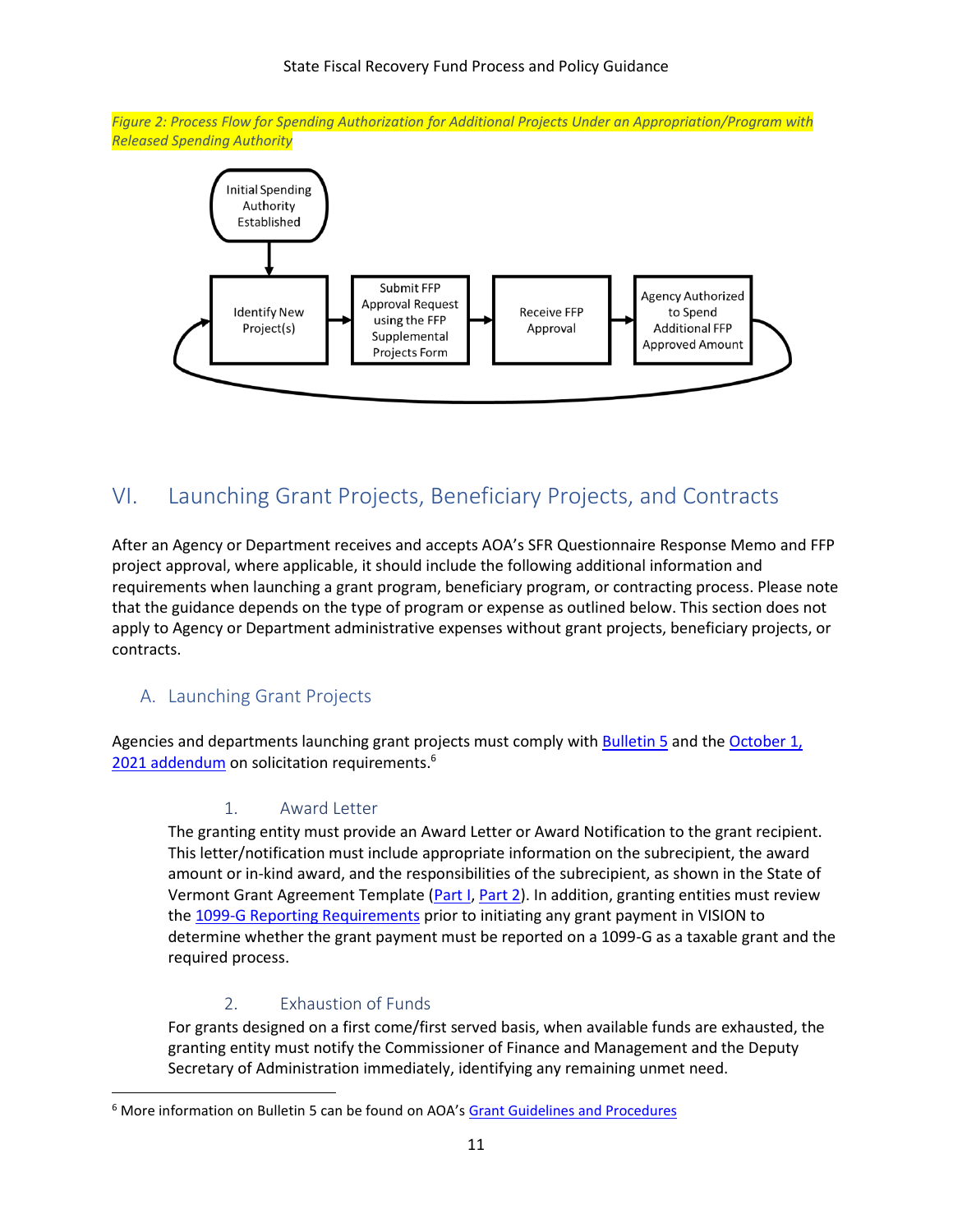*Figure 2: Process Flow for Spending Authorization for Additional Projects Under an Appropriation/Program with Released Spending Authority*

Initial Spending Authority Established → Identify New Project(s) → Submit FFP Approval Request using the FFP Supplemental Projects Form → Receive FFP Approval → Agency Authorized to Spend Additional FFP Approved Amount → (returns to Identify New Project(s))

# VI. Launching Grant Projects, Beneficiary Projects, and Contracts

After an Agency or Department receives and accepts AOA's SFR Questionnaire Response Memo and FFP project approval, where applicable, it should include the following additional information and requirements when launching a grant program, beneficiary program, or contracting process. Please note that the guidance depends on the type of program or expense as outlined below. This section does not apply to Agency or Department administrative expenses without grant projects, beneficiary projects, or contracts.

## A. Launching Grant Projects

Agencies and departments launching grant projects must comply with Bulletin 5 and the October 1, 2021 addendum on solicitation requirements.[6]

### 1. Award Letter

The granting entity must provide an Award Letter or Award Notification to the grant recipient. This letter/notification must include appropriate information on the subrecipient, the award amount or in-kind award, and the responsibilities of the subrecipient, as shown in the State of Vermont Grant Agreement Template (Part I, Part 2). In addition, granting entities must review the 1099-G Reporting Requirements prior to initiating any grant payment in VISION to determine whether the grant payment must be reported on a 1099-G as a taxable grant and the required process.

### 2. Exhaustion of Funds

For grants designed on a first come/first served basis, when available funds are exhausted, the granting entity must notify the Commissioner of Finance and Management and the Deputy Secretary of Administration immediately, identifying any remaining unmet need.

[6] More information on Bulletin 5 can be found on AOA's Grant Guidelines and Procedures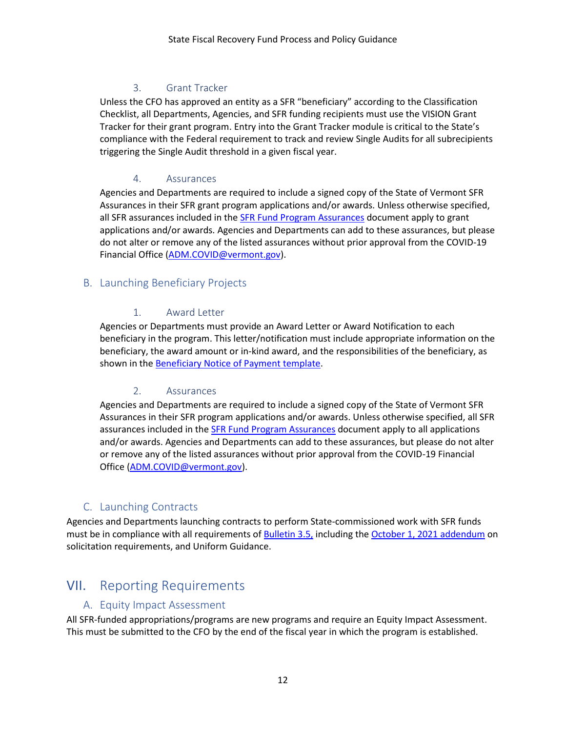#### 3. Grant Tracker

Unless the CFO has approved an entity as a SFR "beneficiary" according to the Classification Checklist, all Departments, Agencies, and SFR funding recipients must use the VISION Grant Tracker for their grant program. Entry into the Grant Tracker module is critical to the State's compliance with the Federal requirement to track and review Single Audits for all subrecipients triggering the Single Audit threshold in a given fiscal year.

#### 4. Assurances

Agencies and Departments are required to include a signed copy of the State of Vermont SFR Assurances in their SFR grant program applications and/or awards. Unless otherwise specified, all SFR assurances included in the SFR Fund Program Assurances document apply to grant applications and/or awards. Agencies and Departments can add to these assurances, but please do not alter or remove any of the listed assurances without prior approval from the COVID-19 Financial Office (ADM.COVID@vermont.gov).

### B. Launching Beneficiary Projects

#### 1. Award Letter

Agencies or Departments must provide an Award Letter or Award Notification to each beneficiary in the program. This letter/notification must include appropriate information on the beneficiary, the award amount or in-kind award, and the responsibilities of the beneficiary, as shown in the Beneficiary Notice of Payment template.

#### 2. Assurances

Agencies and Departments are required to include a signed copy of the State of Vermont SFR Assurances in their SFR program applications and/or awards. Unless otherwise specified, all SFR assurances included in the SFR Fund Program Assurances document apply to all applications and/or awards. Agencies and Departments can add to these assurances, but please do not alter or remove any of the listed assurances without prior approval from the COVID-19 Financial Office (ADM.COVID@vermont.gov).

### C. Launching Contracts

Agencies and Departments launching contracts to perform State-commissioned work with SFR funds must be in compliance with all requirements of Bulletin 3.5, including the October 1, 2021 addendum on solicitation requirements, and Uniform Guidance.

## VII. Reporting Requirements

### A. Equity Impact Assessment

All SFR-funded appropriations/programs are new programs and require an Equity Impact Assessment. This must be submitted to the CFO by the end of the fiscal year in which the program is established.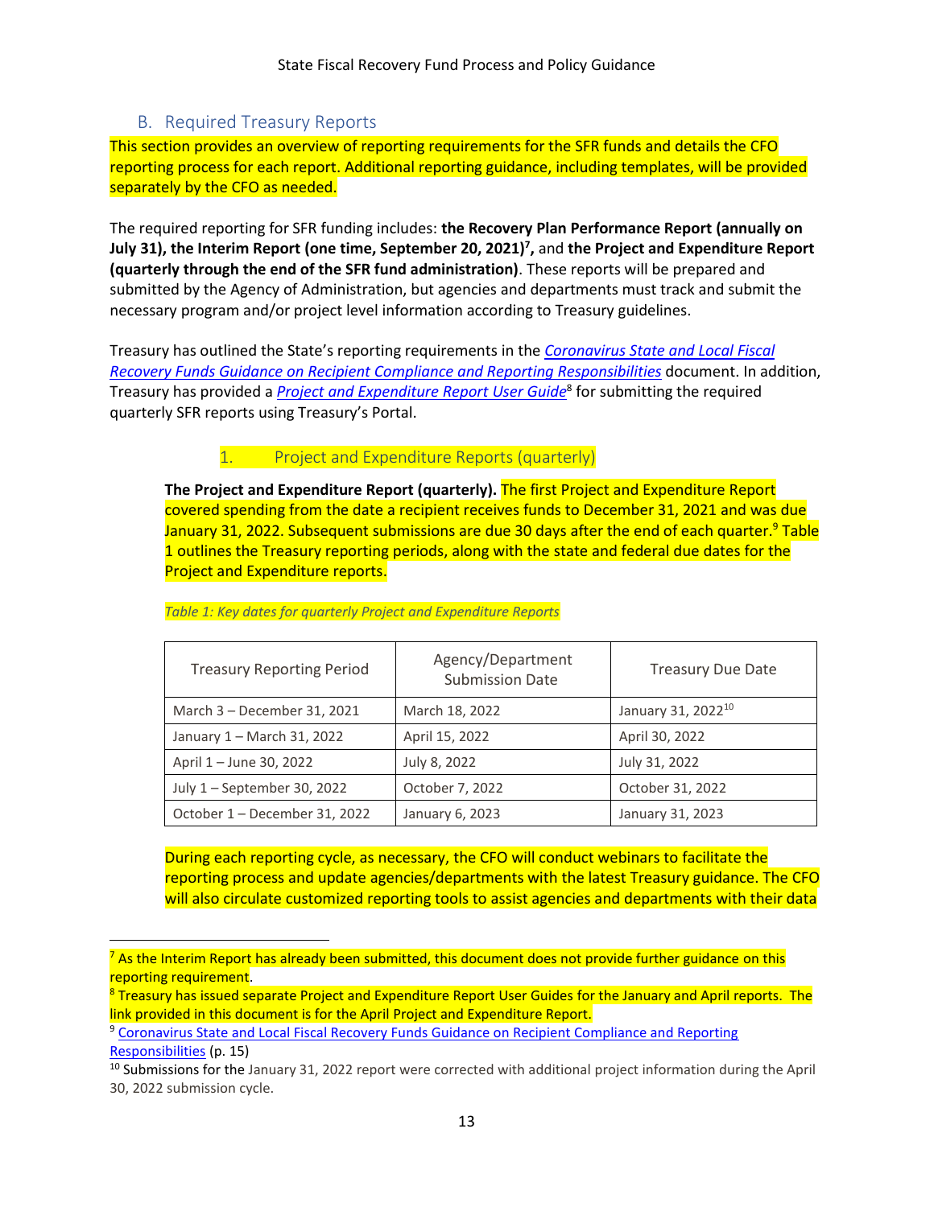## B. Required Treasury Reports

This section provides an overview of reporting requirements for the SFR funds and details the CFO reporting process for each report. Additional reporting guidance, including templates, will be provided separately by the CFO as needed.

The required reporting for SFR funding includes: **the Recovery Plan Performance Report (annually on July 31), the Interim Report (one time, September 20, 2021)[7],** and **the Project and Expenditure Report (quarterly through the end of the SFR fund administration)**. These reports will be prepared and submitted by the Agency of Administration, but agencies and departments must track and submit the necessary program and/or project level information according to Treasury guidelines.

Treasury has outlined the State's reporting requirements in the *Coronavirus State and Local Fiscal Recovery Funds Guidance on Recipient Compliance and Reporting Responsibilities* document. In addition, Treasury has provided a *Project and Expenditure Report User Guide*[8] for submitting the required quarterly SFR reports using Treasury's Portal.

### 1. Project and Expenditure Reports (quarterly)

**The Project and Expenditure Report (quarterly).** The first Project and Expenditure Report covered spending from the date a recipient receives funds to December 31, 2021 and was due January 31, 2022. Subsequent submissions are due 30 days after the end of each quarter.[9] Table 1 outlines the Treasury reporting periods, along with the state and federal due dates for the Project and Expenditure reports.

*Table 1: Key dates for quarterly Project and Expenditure Reports*

| Treasury Reporting Period | Agency/Department Submission Date | Treasury Due Date |
|---|---|---|
| March 3 – December 31, 2021 | March 18, 2022 | January 31, 2022[10] |
| January 1 – March 31, 2022 | April 15, 2022 | April 30, 2022 |
| April 1 – June 30, 2022 | July 8, 2022 | July 31, 2022 |
| July 1 – September 30, 2022 | October 7, 2022 | October 31, 2022 |
| October 1 – December 31, 2022 | January 6, 2023 | January 31, 2023 |

During each reporting cycle, as necessary, the CFO will conduct webinars to facilitate the reporting process and update agencies/departments with the latest Treasury guidance. The CFO will also circulate customized reporting tools to assist agencies and departments with their data

---

[7] As the Interim Report has already been submitted, this document does not provide further guidance on this reporting requirement.

[8] Treasury has issued separate Project and Expenditure Report User Guides for the January and April reports. The link provided in this document is for the April Project and Expenditure Report.

[9] Coronavirus State and Local Fiscal Recovery Funds Guidance on Recipient Compliance and Reporting Responsibilities (p. 15)

[10] Submissions for the January 31, 2022 report were corrected with additional project information during the April 30, 2022 submission cycle.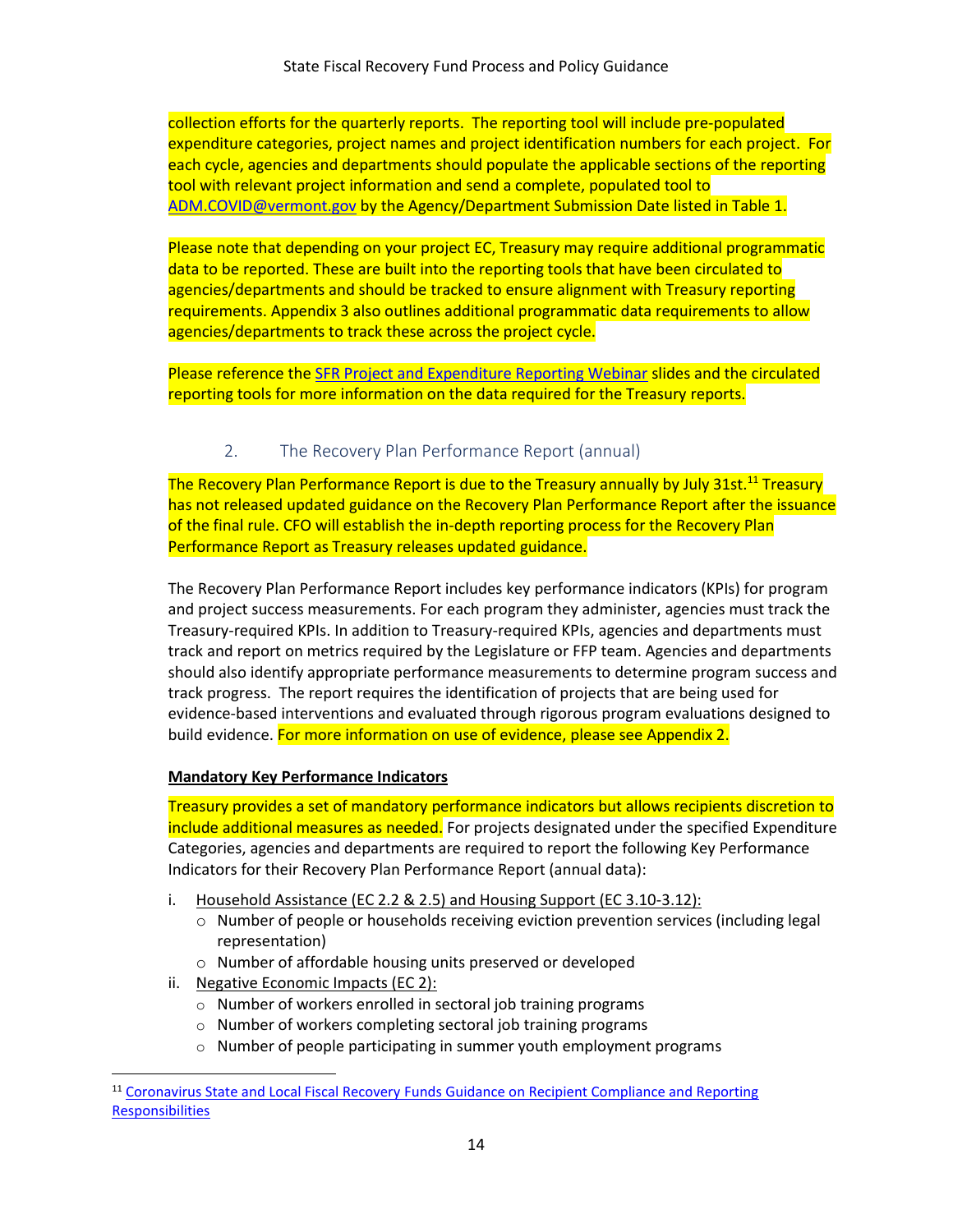collection efforts for the quarterly reports. The reporting tool will include pre-populated expenditure categories, project names and project identification numbers for each project. For each cycle, agencies and departments should populate the applicable sections of the reporting tool with relevant project information and send a complete, populated tool to ADM.COVID@vermont.gov by the Agency/Department Submission Date listed in Table 1.

Please note that depending on your project EC, Treasury may require additional programmatic data to be reported. These are built into the reporting tools that have been circulated to agencies/departments and should be tracked to ensure alignment with Treasury reporting requirements. Appendix 3 also outlines additional programmatic data requirements to allow agencies/departments to track these across the project cycle.

Please reference the SFR Project and Expenditure Reporting Webinar slides and the circulated reporting tools for more information on the data required for the Treasury reports.

### 2. The Recovery Plan Performance Report (annual)

The Recovery Plan Performance Report is due to the Treasury annually by July 31st.[11] Treasury has not released updated guidance on the Recovery Plan Performance Report after the issuance of the final rule. CFO will establish the in-depth reporting process for the Recovery Plan Performance Report as Treasury releases updated guidance.

The Recovery Plan Performance Report includes key performance indicators (KPIs) for program and project success measurements. For each program they administer, agencies must track the Treasury-required KPIs. In addition to Treasury-required KPIs, agencies and departments must track and report on metrics required by the Legislature or FFP team. Agencies and departments should also identify appropriate performance measurements to determine program success and track progress. The report requires the identification of projects that are being used for evidence-based interventions and evaluated through rigorous program evaluations designed to build evidence. For more information on use of evidence, please see Appendix 2.

**Mandatory Key Performance Indicators**

Treasury provides a set of mandatory performance indicators but allows recipients discretion to include additional measures as needed. For projects designated under the specified Expenditure Categories, agencies and departments are required to report the following Key Performance Indicators for their Recovery Plan Performance Report (annual data):

i. Household Assistance (EC 2.2 & 2.5) and Housing Support (EC 3.10-3.12):
   - Number of people or households receiving eviction prevention services (including legal representation)
   - Number of affordable housing units preserved or developed

ii. Negative Economic Impacts (EC 2):
   - Number of workers enrolled in sectoral job training programs
   - Number of workers completing sectoral job training programs
   - Number of people participating in summer youth employment programs

[11] Coronavirus State and Local Fiscal Recovery Funds Guidance on Recipient Compliance and Reporting Responsibilities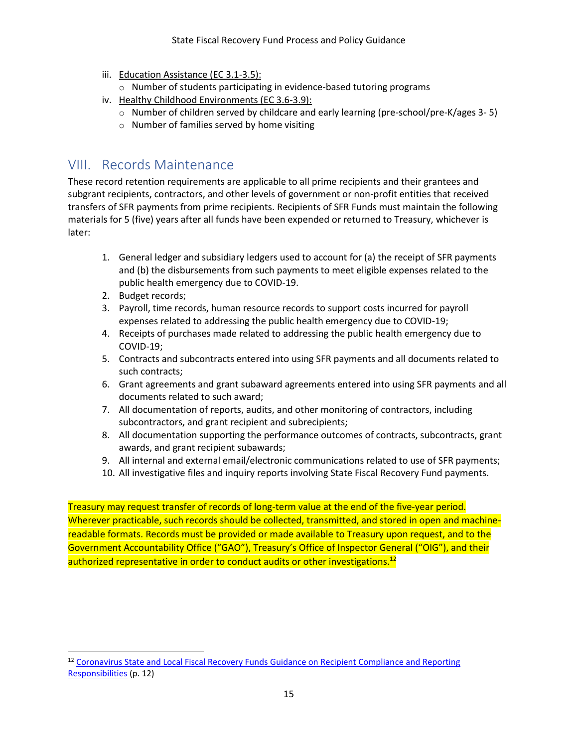iii. Education Assistance (EC 3.1-3.5):
   - Number of students participating in evidence-based tutoring programs

iv. Healthy Childhood Environments (EC 3.6-3.9):
   - Number of children served by childcare and early learning (pre-school/pre-K/ages 3- 5)
   - Number of families served by home visiting

## VIII. Records Maintenance

These record retention requirements are applicable to all prime recipients and their grantees and subgrant recipients, contractors, and other levels of government or non-profit entities that received transfers of SFR payments from prime recipients. Recipients of SFR Funds must maintain the following materials for 5 (five) years after all funds have been expended or returned to Treasury, whichever is later:

1. General ledger and subsidiary ledgers used to account for (a) the receipt of SFR payments and (b) the disbursements from such payments to meet eligible expenses related to the public health emergency due to COVID-19.
2. Budget records;
3. Payroll, time records, human resource records to support costs incurred for payroll expenses related to addressing the public health emergency due to COVID-19;
4. Receipts of purchases made related to addressing the public health emergency due to COVID-19;
5. Contracts and subcontracts entered into using SFR payments and all documents related to such contracts;
6. Grant agreements and grant subaward agreements entered into using SFR payments and all documents related to such award;
7. All documentation of reports, audits, and other monitoring of contractors, including subcontractors, and grant recipient and subrecipients;
8. All documentation supporting the performance outcomes of contracts, subcontracts, grant awards, and grant recipient subawards;
9. All internal and external email/electronic communications related to use of SFR payments;
10. All investigative files and inquiry reports involving State Fiscal Recovery Fund payments.

Treasury may request transfer of records of long-term value at the end of the five-year period. Wherever practicable, such records should be collected, transmitted, and stored in open and machine-readable formats. Records must be provided or made available to Treasury upon request, and to the Government Accountability Office ("GAO"), Treasury's Office of Inspector General ("OIG"), and their authorized representative in order to conduct audits or other investigations.[12]

[12] Coronavirus State and Local Fiscal Recovery Funds Guidance on Recipient Compliance and Reporting Responsibilities (p. 12)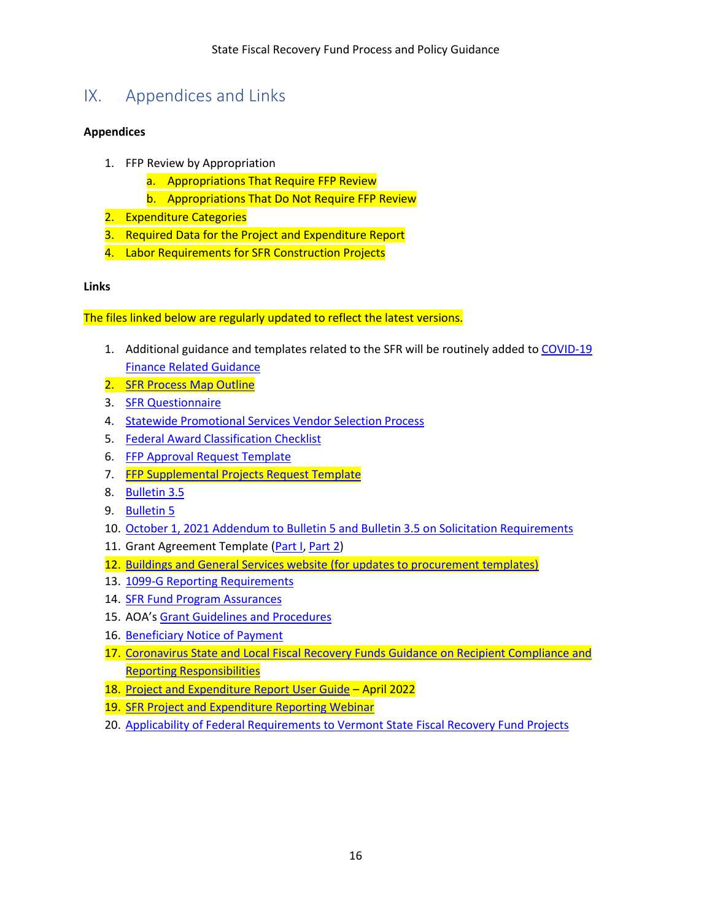## IX. Appendices and Links

**Appendices**

1. FFP Review by Appropriation
   a. Appropriations That Require FFP Review
   b. Appropriations That Do Not Require FFP Review
2. Expenditure Categories
3. Required Data for the Project and Expenditure Report
4. Labor Requirements for SFR Construction Projects

**Links**

The files linked below are regularly updated to reflect the latest versions.

1. Additional guidance and templates related to the SFR will be routinely added to COVID-19 Finance Related Guidance
2. SFR Process Map Outline
3. SFR Questionnaire
4. Statewide Promotional Services Vendor Selection Process
5. Federal Award Classification Checklist
6. FFP Approval Request Template
7. FFP Supplemental Projects Request Template
8. Bulletin 3.5
9. Bulletin 5
10. October 1, 2021 Addendum to Bulletin 5 and Bulletin 3.5 on Solicitation Requirements
11. Grant Agreement Template (Part I, Part 2)
12. Buildings and General Services website (for updates to procurement templates)
13. 1099-G Reporting Requirements
14. SFR Fund Program Assurances
15. AOA's Grant Guidelines and Procedures
16. Beneficiary Notice of Payment
17. Coronavirus State and Local Fiscal Recovery Funds Guidance on Recipient Compliance and Reporting Responsibilities
18. Project and Expenditure Report User Guide – April 2022
19. SFR Project and Expenditure Reporting Webinar
20. Applicability of Federal Requirements to Vermont State Fiscal Recovery Fund Projects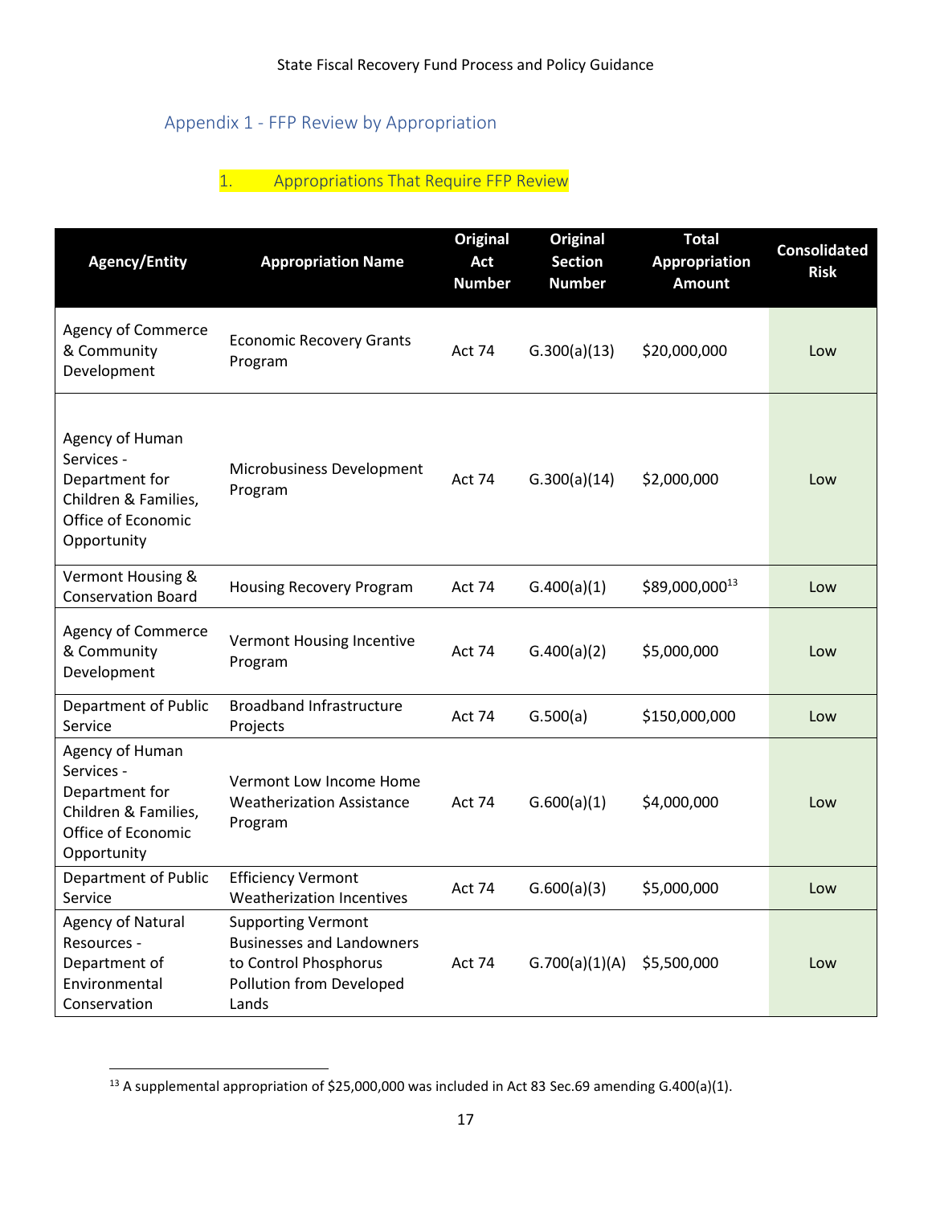## Appendix 1 - FFP Review by Appropriation

### 1. Appropriations That Require FFP Review

| Agency/Entity | Appropriation Name | Original Act Number | Original Section Number | Total Appropriation Amount | Consolidated Risk |
|---|---|---|---|---|---|
| Agency of Commerce & Community Development | Economic Recovery Grants Program | Act 74 | G.300(a)(13) | $20,000,000 | Low |
| Agency of Human Services - Department for Children & Families, Office of Economic Opportunity | Microbusiness Development Program | Act 74 | G.300(a)(14) | $2,000,000 | Low |
| Vermont Housing & Conservation Board | Housing Recovery Program | Act 74 | G.400(a)(1) | $89,000,000[13] | Low |
| Agency of Commerce & Community Development | Vermont Housing Incentive Program | Act 74 | G.400(a)(2) | $5,000,000 | Low |
| Department of Public Service | Broadband Infrastructure Projects | Act 74 | G.500(a) | $150,000,000 | Low |
| Agency of Human Services - Department for Children & Families, Office of Economic Opportunity | Vermont Low Income Home Weatherization Assistance Program | Act 74 | G.600(a)(1) | $4,000,000 | Low |
| Department of Public Service | Efficiency Vermont Weatherization Incentives | Act 74 | G.600(a)(3) | $5,000,000 | Low |
| Agency of Natural Resources - Department of Environmental Conservation | Supporting Vermont Businesses and Landowners to Control Phosphorus Pollution from Developed Lands | Act 74 | G.700(a)(1)(A) | $5,500,000 | Low |

[13] A supplemental appropriation of $25,000,000 was included in Act 83 Sec.69 amending G.400(a)(1).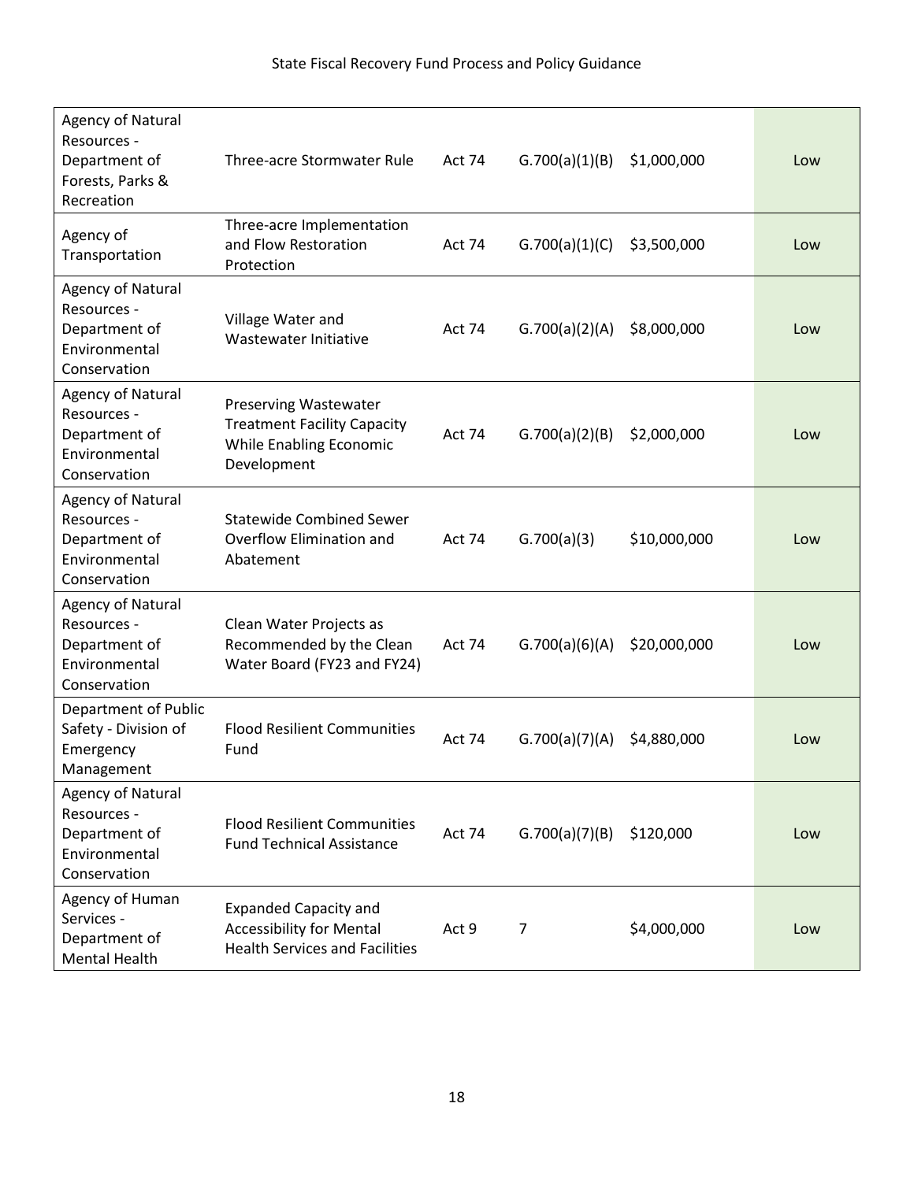| | | | | | |
|---|---|---|---|---|---|
| Agency of Natural Resources - Department of Forests, Parks & Recreation | Three-acre Stormwater Rule | Act 74 | G.700(a)(1)(B) | $1,000,000 | Low |
| Agency of Transportation | Three-acre Implementation and Flow Restoration Protection | Act 74 | G.700(a)(1)(C) | $3,500,000 | Low |
| Agency of Natural Resources - Department of Environmental Conservation | Village Water and Wastewater Initiative | Act 74 | G.700(a)(2)(A) | $8,000,000 | Low |
| Agency of Natural Resources - Department of Environmental Conservation | Preserving Wastewater Treatment Facility Capacity While Enabling Economic Development | Act 74 | G.700(a)(2)(B) | $2,000,000 | Low |
| Agency of Natural Resources - Department of Environmental Conservation | Statewide Combined Sewer Overflow Elimination and Abatement | Act 74 | G.700(a)(3) | $10,000,000 | Low |
| Agency of Natural Resources - Department of Environmental Conservation | Clean Water Projects as Recommended by the Clean Water Board (FY23 and FY24) | Act 74 | G.700(a)(6)(A) | $20,000,000 | Low |
| Department of Public Safety - Division of Emergency Management | Flood Resilient Communities Fund | Act 74 | G.700(a)(7)(A) | $4,880,000 | Low |
| Agency of Natural Resources - Department of Environmental Conservation | Flood Resilient Communities Fund Technical Assistance | Act 74 | G.700(a)(7)(B) | $120,000 | Low |
| Agency of Human Services - Department of Mental Health | Expanded Capacity and Accessibility for Mental Health Services and Facilities | Act 9 | 7 | $4,000,000 | Low |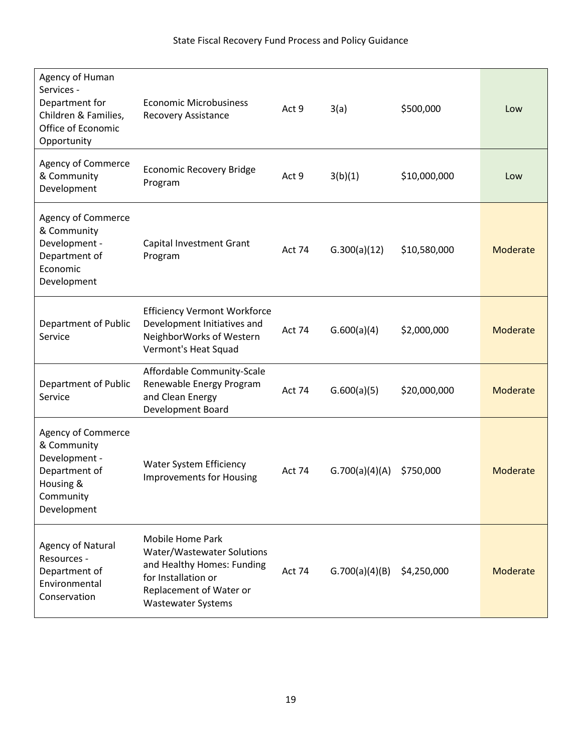| Agency of Human Services - Department for Children & Families, Office of Economic Opportunity | Economic Microbusiness Recovery Assistance | Act 9 | 3(a) | $500,000 | Low |
|---|---|---|---|---|---|
| Agency of Commerce & Community Development | Economic Recovery Bridge Program | Act 9 | 3(b)(1) | $10,000,000 | Low |
| Agency of Commerce & Community Development - Department of Economic Development | Capital Investment Grant Program | Act 74 | G.300(a)(12) | $10,580,000 | Moderate |
| Department of Public Service | Efficiency Vermont Workforce Development Initiatives and NeighborWorks of Western Vermont's Heat Squad | Act 74 | G.600(a)(4) | $2,000,000 | Moderate |
| Department of Public Service | Affordable Community-Scale Renewable Energy Program and Clean Energy Development Board | Act 74 | G.600(a)(5) | $20,000,000 | Moderate |
| Agency of Commerce & Community Development - Department of Housing & Community Development | Water System Efficiency Improvements for Housing | Act 74 | G.700(a)(4)(A) | $750,000 | Moderate |
| Agency of Natural Resources - Department of Environmental Conservation | Mobile Home Park Water/Wastewater Solutions and Healthy Homes: Funding for Installation or Replacement of Water or Wastewater Systems | Act 74 | G.700(a)(4)(B) | $4,250,000 | Moderate |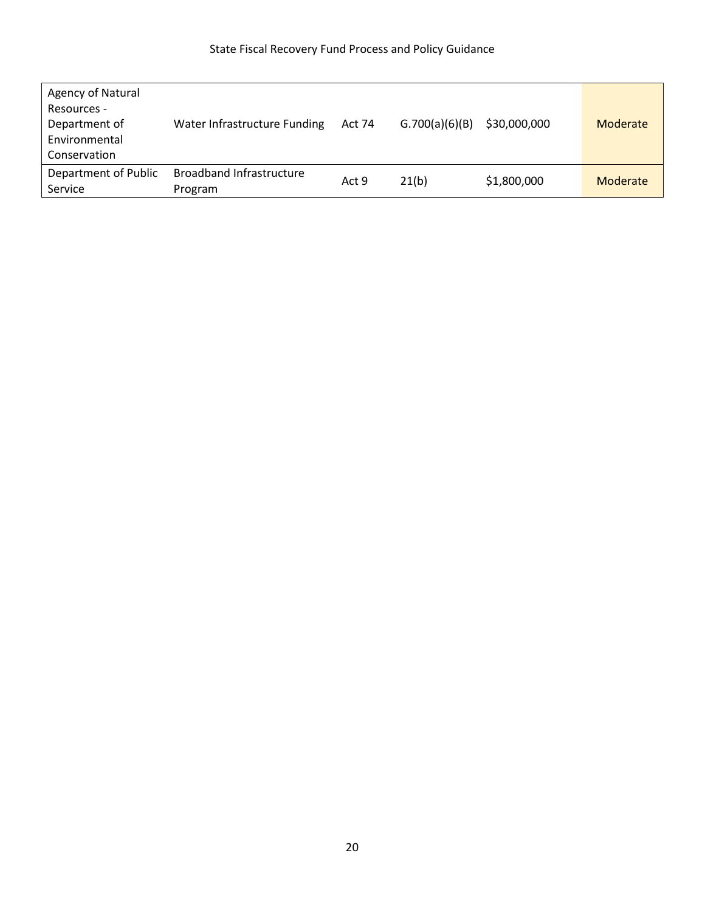| | | | | | |
|---|---|---|---|---|---|
| Agency of Natural Resources - Department of Environmental Conservation | Water Infrastructure Funding | Act 74 | G.700(a)(6)(B) | $30,000,000 | Moderate |
| Department of Public Service | Broadband Infrastructure Program | Act 9 | 21(b) | $1,800,000 | Moderate |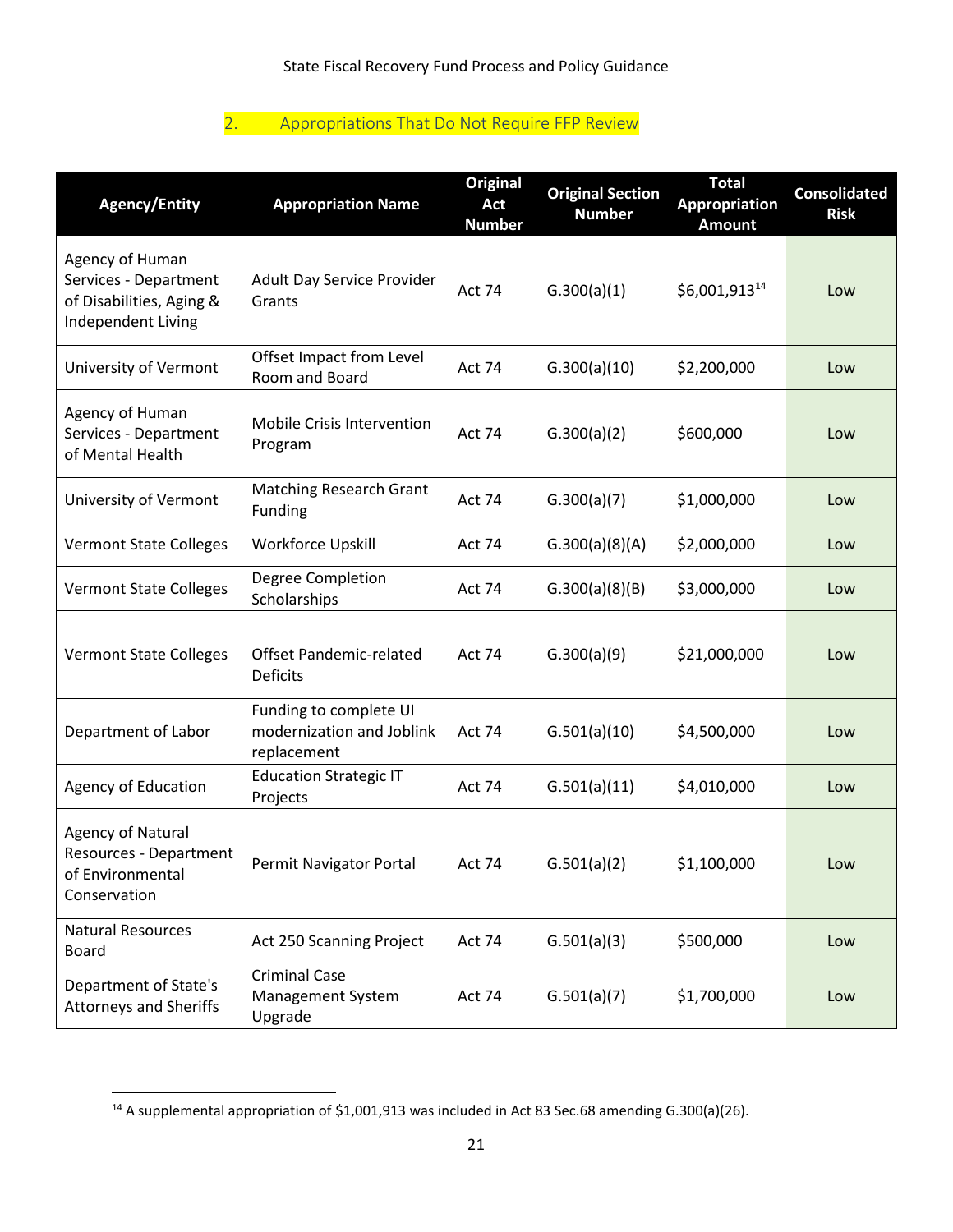## 2. Appropriations That Do Not Require FFP Review

| Agency/Entity | Appropriation Name | Original Act Number | Original Section Number | Total Appropriation Amount | Consolidated Risk |
|---|---|---|---|---|---|
| Agency of Human Services - Department of Disabilities, Aging & Independent Living | Adult Day Service Provider Grants | Act 74 | G.300(a)(1) | $6,001,913[14] | Low |
| University of Vermont | Offset Impact from Level Room and Board | Act 74 | G.300(a)(10) | $2,200,000 | Low |
| Agency of Human Services - Department of Mental Health | Mobile Crisis Intervention Program | Act 74 | G.300(a)(2) | $600,000 | Low |
| University of Vermont | Matching Research Grant Funding | Act 74 | G.300(a)(7) | $1,000,000 | Low |
| Vermont State Colleges | Workforce Upskill | Act 74 | G.300(a)(8)(A) | $2,000,000 | Low |
| Vermont State Colleges | Degree Completion Scholarships | Act 74 | G.300(a)(8)(B) | $3,000,000 | Low |
| Vermont State Colleges | Offset Pandemic-related Deficits | Act 74 | G.300(a)(9) | $21,000,000 | Low |
| Department of Labor | Funding to complete UI modernization and Joblink replacement | Act 74 | G.501(a)(10) | $4,500,000 | Low |
| Agency of Education | Education Strategic IT Projects | Act 74 | G.501(a)(11) | $4,010,000 | Low |
| Agency of Natural Resources - Department of Environmental Conservation | Permit Navigator Portal | Act 74 | G.501(a)(2) | $1,100,000 | Low |
| Natural Resources Board | Act 250 Scanning Project | Act 74 | G.501(a)(3) | $500,000 | Low |
| Department of State's Attorneys and Sheriffs | Criminal Case Management System Upgrade | Act 74 | G.501(a)(7) | $1,700,000 | Low |

[14] A supplemental appropriation of $1,001,913 was included in Act 83 Sec.68 amending G.300(a)(26).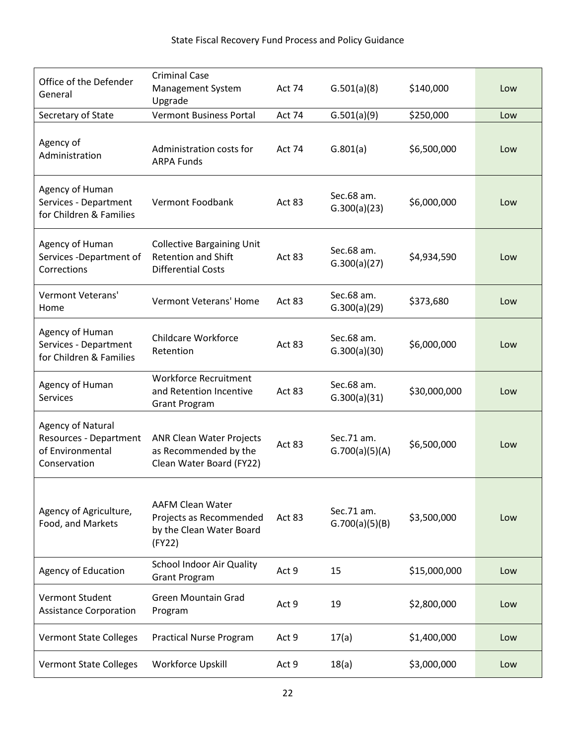| Office of the Defender General | Criminal Case Management System Upgrade | Act 74 | G.501(a)(8) | $140,000 | Low |
|---|---|---|---|---|---|
| Secretary of State | Vermont Business Portal | Act 74 | G.501(a)(9) | $250,000 | Low |
| Agency of Administration | Administration costs for ARPA Funds | Act 74 | G.801(a) | $6,500,000 | Low |
| Agency of Human Services - Department for Children & Families | Vermont Foodbank | Act 83 | Sec.68 am. G.300(a)(23) | $6,000,000 | Low |
| Agency of Human Services -Department of Corrections | Collective Bargaining Unit Retention and Shift Differential Costs | Act 83 | Sec.68 am. G.300(a)(27) | $4,934,590 | Low |
| Vermont Veterans' Home | Vermont Veterans' Home | Act 83 | Sec.68 am. G.300(a)(29) | $373,680 | Low |
| Agency of Human Services - Department for Children & Families | Childcare Workforce Retention | Act 83 | Sec.68 am. G.300(a)(30) | $6,000,000 | Low |
| Agency of Human Services | Workforce Recruitment and Retention Incentive Grant Program | Act 83 | Sec.68 am. G.300(a)(31) | $30,000,000 | Low |
| Agency of Natural Resources - Department of Environmental Conservation | ANR Clean Water Projects as Recommended by the Clean Water Board (FY22) | Act 83 | Sec.71 am. G.700(a)(5)(A) | $6,500,000 | Low |
| Agency of Agriculture, Food, and Markets | AAFM Clean Water Projects as Recommended by the Clean Water Board (FY22) | Act 83 | Sec.71 am. G.700(a)(5)(B) | $3,500,000 | Low |
| Agency of Education | School Indoor Air Quality Grant Program | Act 9 | 15 | $15,000,000 | Low |
| Vermont Student Assistance Corporation | Green Mountain Grad Program | Act 9 | 19 | $2,800,000 | Low |
| Vermont State Colleges | Practical Nurse Program | Act 9 | 17(a) | $1,400,000 | Low |
| Vermont State Colleges | Workforce Upskill | Act 9 | 18(a) | $3,000,000 | Low |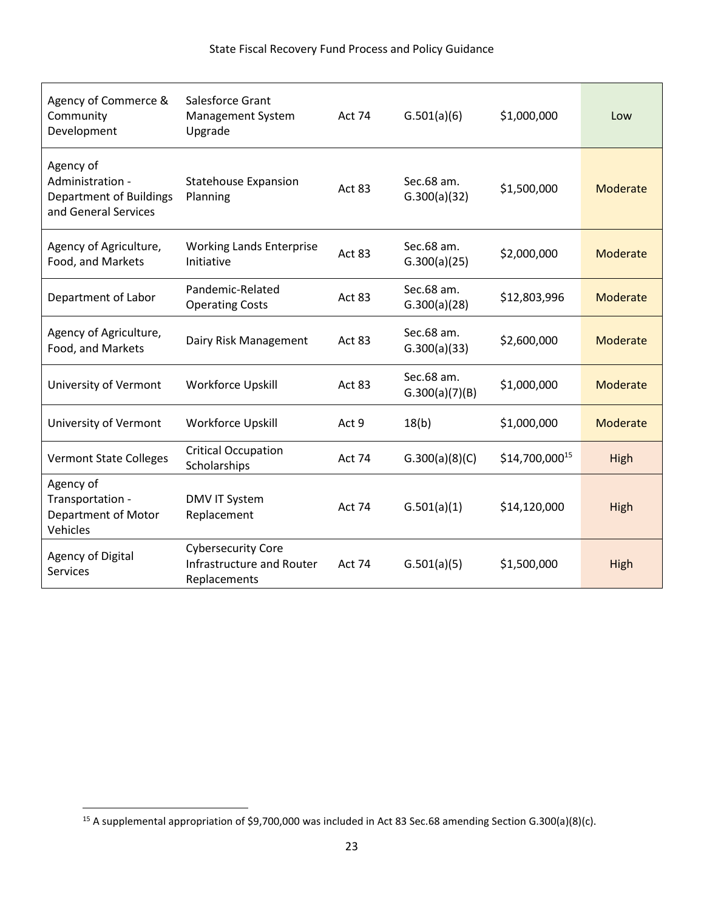| Agency of Commerce & Community Development | Salesforce Grant Management System Upgrade | Act 74 | G.501(a)(6) | $1,000,000 | Low |
|---|---|---|---|---|---|
| Agency of Administration - Department of Buildings and General Services | Statehouse Expansion Planning | Act 83 | Sec.68 am. G.300(a)(32) | $1,500,000 | Moderate |
| Agency of Agriculture, Food, and Markets | Working Lands Enterprise Initiative | Act 83 | Sec.68 am. G.300(a)(25) | $2,000,000 | Moderate |
| Department of Labor | Pandemic-Related Operating Costs | Act 83 | Sec.68 am. G.300(a)(28) | $12,803,996 | Moderate |
| Agency of Agriculture, Food, and Markets | Dairy Risk Management | Act 83 | Sec.68 am. G.300(a)(33) | $2,600,000 | Moderate |
| University of Vermont | Workforce Upskill | Act 83 | Sec.68 am. G.300(a)(7)(B) | $1,000,000 | Moderate |
| University of Vermont | Workforce Upskill | Act 9 | 18(b) | $1,000,000 | Moderate |
| Vermont State Colleges | Critical Occupation Scholarships | Act 74 | G.300(a)(8)(C) | $14,700,000[15] | High |
| Agency of Transportation - Department of Motor Vehicles | DMV IT System Replacement | Act 74 | G.501(a)(1) | $14,120,000 | High |
| Agency of Digital Services | Cybersecurity Core Infrastructure and Router Replacements | Act 74 | G.501(a)(5) | $1,500,000 | High |

[15] A supplemental appropriation of $9,700,000 was included in Act 83 Sec.68 amending Section G.300(a)(8)(c).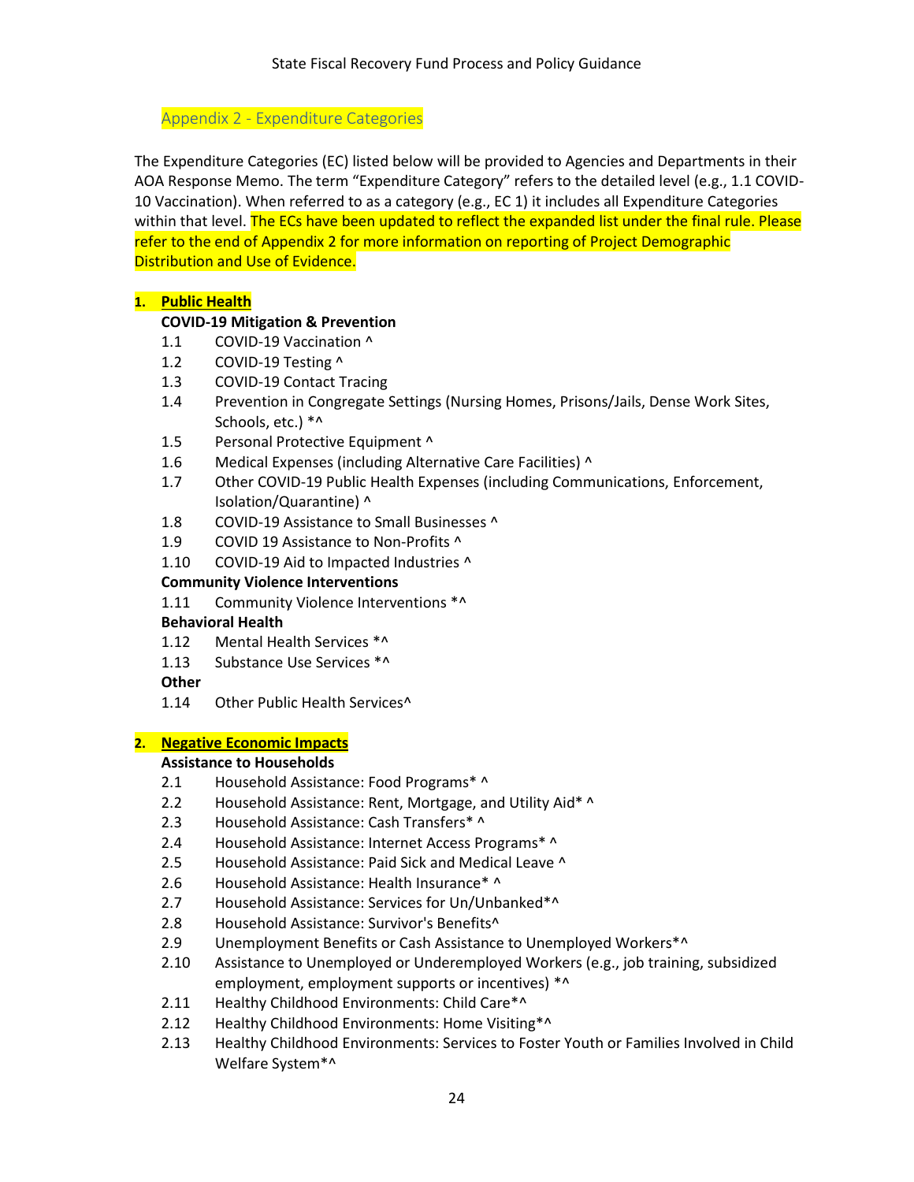## Appendix 2 - Expenditure Categories

The Expenditure Categories (EC) listed below will be provided to Agencies and Departments in their AOA Response Memo. The term "Expenditure Category" refers to the detailed level (e.g., 1.1 COVID-10 Vaccination). When referred to as a category (e.g., EC 1) it includes all Expenditure Categories within that level. The ECs have been updated to reflect the expanded list under the final rule. Please refer to the end of Appendix 2 for more information on reporting of Project Demographic Distribution and Use of Evidence.

1. **Public Health**

**COVID-19 Mitigation & Prevention**

- 1.1 COVID-19 Vaccination ^
- 1.2 COVID-19 Testing ^
- 1.3 COVID-19 Contact Tracing
- 1.4 Prevention in Congregate Settings (Nursing Homes, Prisons/Jails, Dense Work Sites, Schools, etc.) *^
- 1.5 Personal Protective Equipment ^
- 1.6 Medical Expenses (including Alternative Care Facilities) ^
- 1.7 Other COVID-19 Public Health Expenses (including Communications, Enforcement, Isolation/Quarantine) ^
- 1.8 COVID-19 Assistance to Small Businesses ^
- 1.9 COVID 19 Assistance to Non-Profits ^
- 1.10 COVID-19 Aid to Impacted Industries ^

**Community Violence Interventions**

- 1.11 Community Violence Interventions *^

**Behavioral Health**

- 1.12 Mental Health Services *^
- 1.13 Substance Use Services *^

**Other**

- 1.14 Other Public Health Services^

2. **Negative Economic Impacts**

**Assistance to Households**

- 2.1 Household Assistance: Food Programs* ^
- 2.2 Household Assistance: Rent, Mortgage, and Utility Aid* ^
- 2.3 Household Assistance: Cash Transfers* ^
- 2.4 Household Assistance: Internet Access Programs* ^
- 2.5 Household Assistance: Paid Sick and Medical Leave ^
- 2.6 Household Assistance: Health Insurance* ^
- 2.7 Household Assistance: Services for Un/Unbanked*^
- 2.8 Household Assistance: Survivor's Benefits^
- 2.9 Unemployment Benefits or Cash Assistance to Unemployed Workers*^
- 2.10 Assistance to Unemployed or Underemployed Workers (e.g., job training, subsidized employment, employment supports or incentives) *^
- 2.11 Healthy Childhood Environments: Child Care*^
- 2.12 Healthy Childhood Environments: Home Visiting*^
- 2.13 Healthy Childhood Environments: Services to Foster Youth or Families Involved in Child Welfare System*^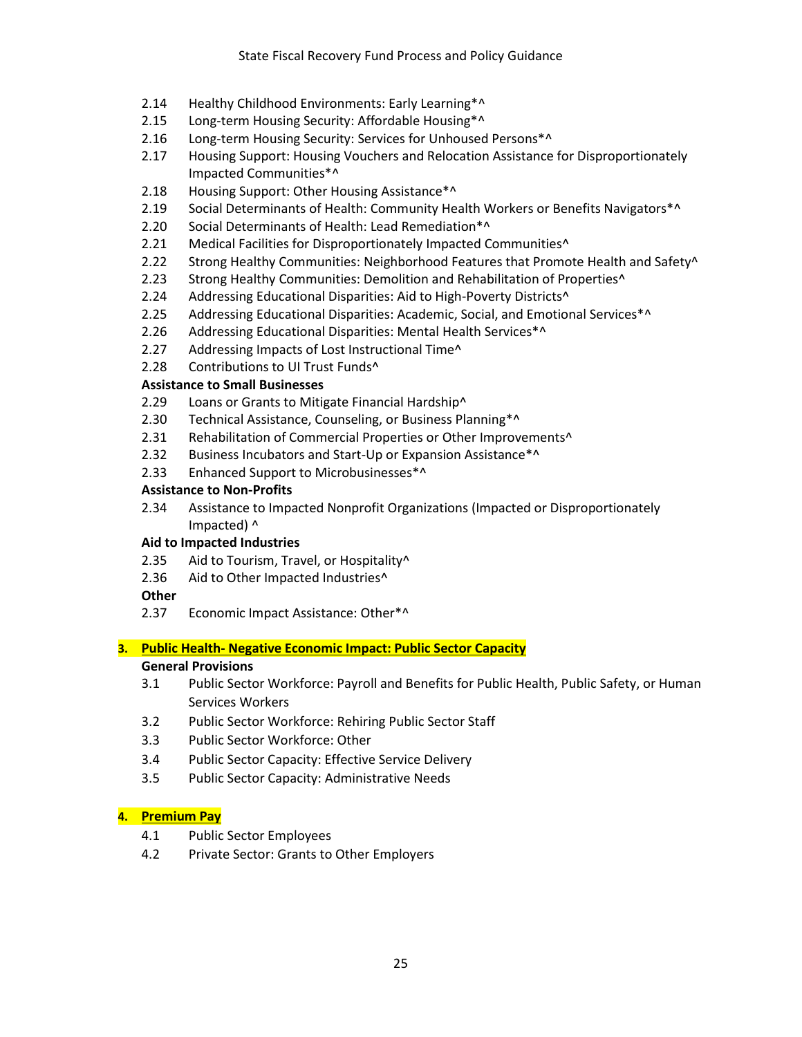2.14 Healthy Childhood Environments: Early Learning*^
2.15 Long-term Housing Security: Affordable Housing*^
2.16 Long-term Housing Security: Services for Unhoused Persons*^
2.17 Housing Support: Housing Vouchers and Relocation Assistance for Disproportionately Impacted Communities*^
2.18 Housing Support: Other Housing Assistance*^
2.19 Social Determinants of Health: Community Health Workers or Benefits Navigators*^
2.20 Social Determinants of Health: Lead Remediation*^
2.21 Medical Facilities for Disproportionately Impacted Communities^
2.22 Strong Healthy Communities: Neighborhood Features that Promote Health and Safety^
2.23 Strong Healthy Communities: Demolition and Rehabilitation of Properties^
2.24 Addressing Educational Disparities: Aid to High-Poverty Districts^
2.25 Addressing Educational Disparities: Academic, Social, and Emotional Services*^
2.26 Addressing Educational Disparities: Mental Health Services*^
2.27 Addressing Impacts of Lost Instructional Time^
2.28 Contributions to UI Trust Funds^

**Assistance to Small Businesses**

2.29 Loans or Grants to Mitigate Financial Hardship^
2.30 Technical Assistance, Counseling, or Business Planning*^
2.31 Rehabilitation of Commercial Properties or Other Improvements^
2.32 Business Incubators and Start-Up or Expansion Assistance*^
2.33 Enhanced Support to Microbusinesses*^

**Assistance to Non-Profits**

2.34 Assistance to Impacted Nonprofit Organizations (Impacted or Disproportionately Impacted) ^

**Aid to Impacted Industries**

2.35 Aid to Tourism, Travel, or Hospitality^
2.36 Aid to Other Impacted Industries^

**Other**

2.37 Economic Impact Assistance: Other*^

## 3. Public Health- Negative Economic Impact: Public Sector Capacity

**General Provisions**

3.1 Public Sector Workforce: Payroll and Benefits for Public Health, Public Safety, or Human Services Workers
3.2 Public Sector Workforce: Rehiring Public Sector Staff
3.3 Public Sector Workforce: Other
3.4 Public Sector Capacity: Effective Service Delivery
3.5 Public Sector Capacity: Administrative Needs

## 4. Premium Pay

4.1 Public Sector Employees
4.2 Private Sector: Grants to Other Employers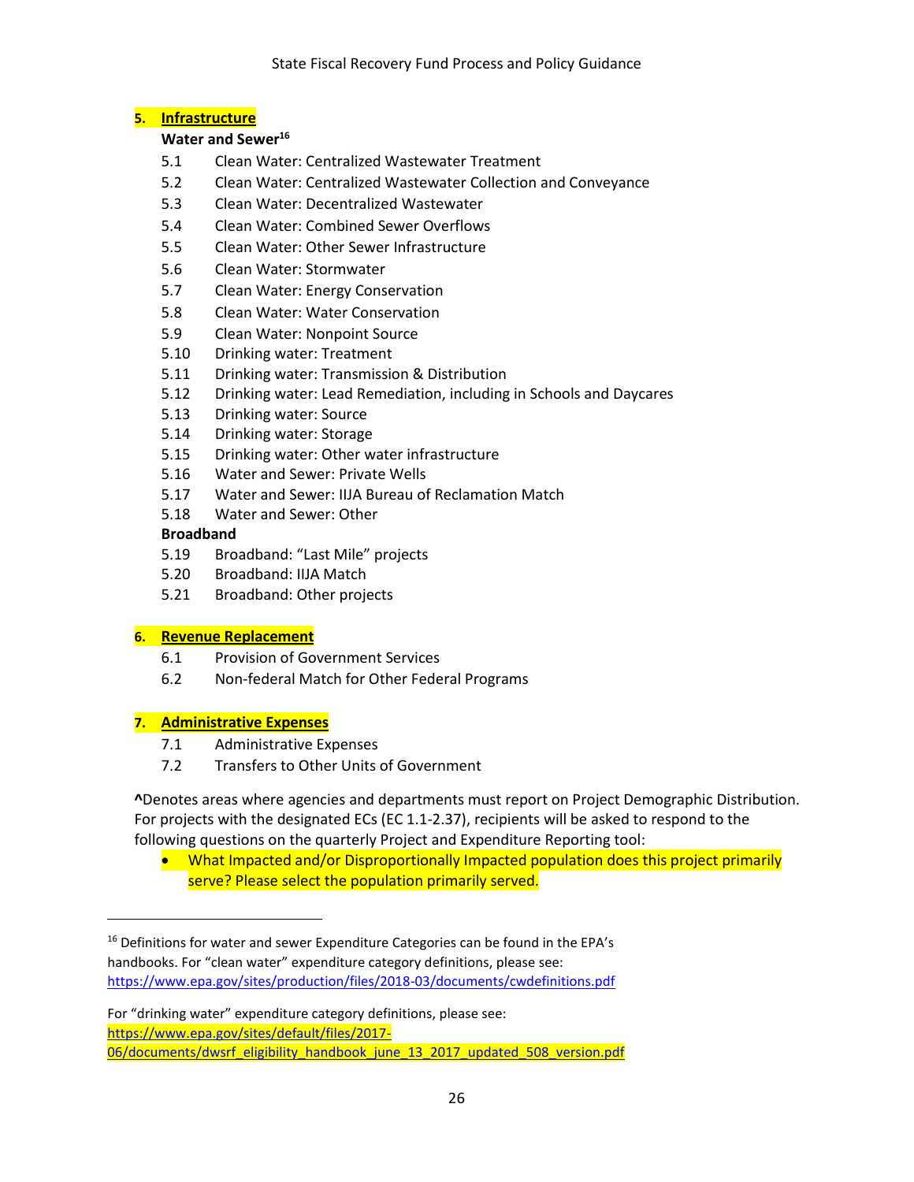## 5. Infrastructure

**Water and Sewer**[16]

5.1 Clean Water: Centralized Wastewater Treatment
5.2 Clean Water: Centralized Wastewater Collection and Conveyance
5.3 Clean Water: Decentralized Wastewater
5.4 Clean Water: Combined Sewer Overflows
5.5 Clean Water: Other Sewer Infrastructure
5.6 Clean Water: Stormwater
5.7 Clean Water: Energy Conservation
5.8 Clean Water: Water Conservation
5.9 Clean Water: Nonpoint Source
5.10 Drinking water: Treatment
5.11 Drinking water: Transmission & Distribution
5.12 Drinking water: Lead Remediation, including in Schools and Daycares
5.13 Drinking water: Source
5.14 Drinking water: Storage
5.15 Drinking water: Other water infrastructure
5.16 Water and Sewer: Private Wells
5.17 Water and Sewer: IIJA Bureau of Reclamation Match
5.18 Water and Sewer: Other

**Broadband**

5.19 Broadband: "Last Mile" projects
5.20 Broadband: IIJA Match
5.21 Broadband: Other projects

## 6. Revenue Replacement

6.1 Provision of Government Services
6.2 Non-federal Match for Other Federal Programs

## 7. Administrative Expenses

7.1 Administrative Expenses
7.2 Transfers to Other Units of Government

**^**Denotes areas where agencies and departments must report on Project Demographic Distribution. For projects with the designated ECs (EC 1.1-2.37), recipients will be asked to respond to the following questions on the quarterly Project and Expenditure Reporting tool:

- What Impacted and/or Disproportionally Impacted population does this project primarily serve? Please select the population primarily served.

---

[16] Definitions for water and sewer Expenditure Categories can be found in the EPA's handbooks. For "clean water" expenditure category definitions, please see: https://www.epa.gov/sites/production/files/2018-03/documents/cwdefinitions.pdf

For "drinking water" expenditure category definitions, please see: https://www.epa.gov/sites/default/files/2017-06/documents/dwsrf_eligibility_handbook_june_13_2017_updated_508_version.pdf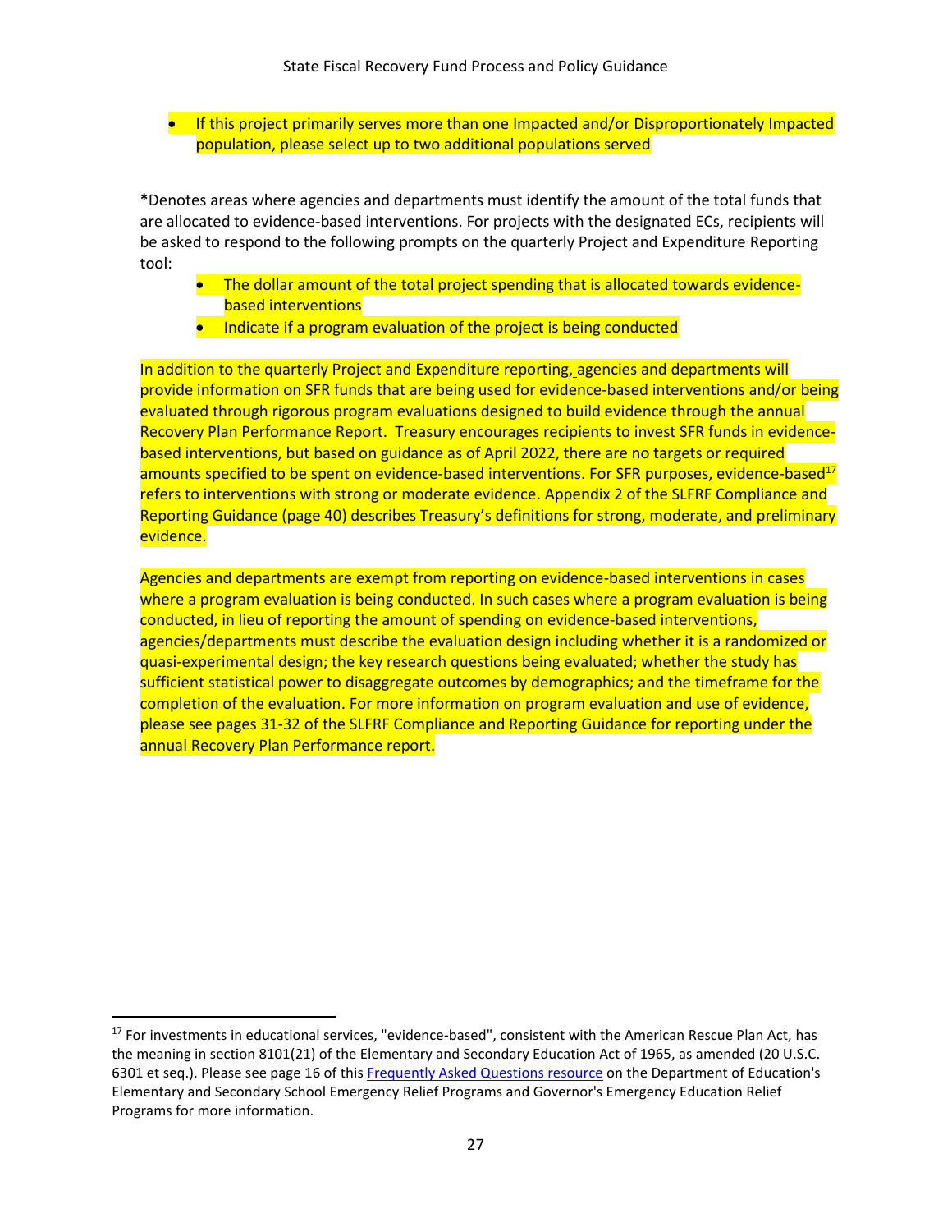- If this project primarily serves more than one Impacted and/or Disproportionately Impacted population, please select up to two additional populations served

**\***Denotes areas where agencies and departments must identify the amount of the total funds that are allocated to evidence-based interventions. For projects with the designated ECs, recipients will be asked to respond to the following prompts on the quarterly Project and Expenditure Reporting tool:

- The dollar amount of the total project spending that is allocated towards evidence-based interventions
- Indicate if a program evaluation of the project is being conducted

In addition to the quarterly Project and Expenditure reporting, agencies and departments will provide information on SFR funds that are being used for evidence-based interventions and/or being evaluated through rigorous program evaluations designed to build evidence through the annual Recovery Plan Performance Report. Treasury encourages recipients to invest SFR funds in evidence-based interventions, but based on guidance as of April 2022, there are no targets or required amounts specified to be spent on evidence-based interventions. For SFR purposes, evidence-based[17] refers to interventions with strong or moderate evidence. Appendix 2 of the SLFRF Compliance and Reporting Guidance (page 40) describes Treasury's definitions for strong, moderate, and preliminary evidence.

Agencies and departments are exempt from reporting on evidence-based interventions in cases where a program evaluation is being conducted. In such cases where a program evaluation is being conducted, in lieu of reporting the amount of spending on evidence-based interventions, agencies/departments must describe the evaluation design including whether it is a randomized or quasi-experimental design; the key research questions being evaluated; whether the study has sufficient statistical power to disaggregate outcomes by demographics; and the timeframe for the completion of the evaluation. For more information on program evaluation and use of evidence, please see pages 31-32 of the SLFRF Compliance and Reporting Guidance for reporting under the annual Recovery Plan Performance report.

---

[17] For investments in educational services, "evidence-based", consistent with the American Rescue Plan Act, has the meaning in section 8101(21) of the Elementary and Secondary Education Act of 1965, as amended (20 U.S.C. 6301 et seq.). Please see page 16 of this Frequently Asked Questions resource on the Department of Education's Elementary and Secondary School Emergency Relief Programs and Governor's Emergency Education Relief Programs for more information.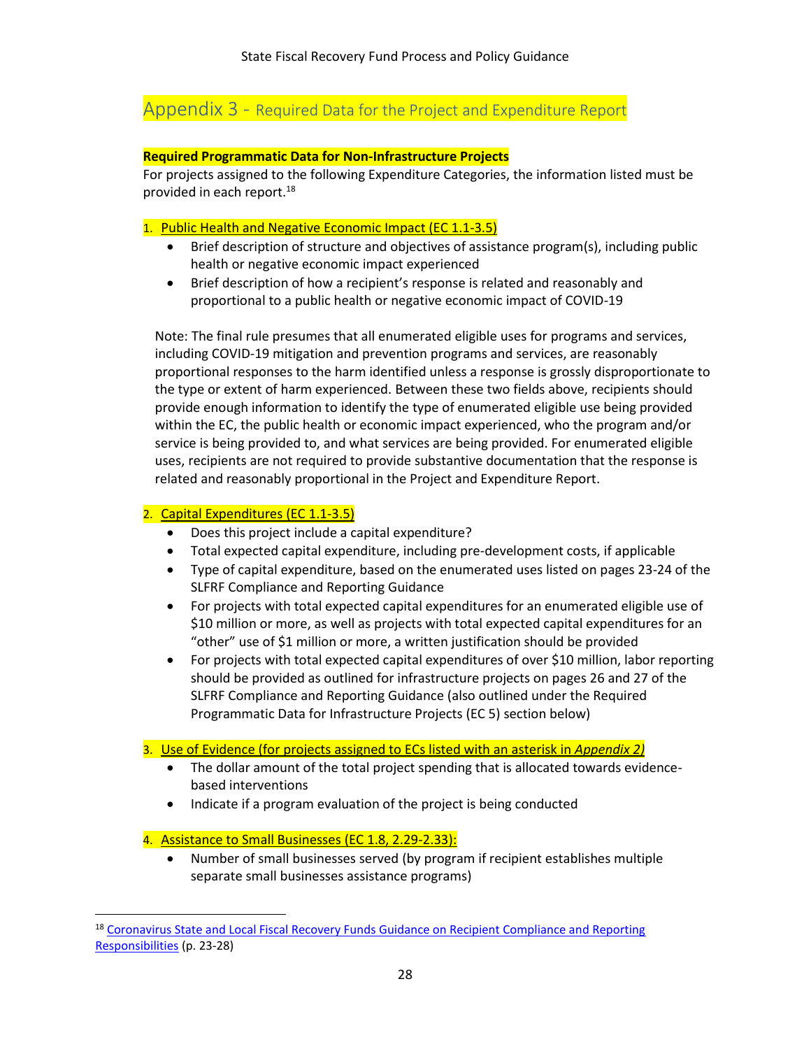## Appendix 3 - Required Data for the Project and Expenditure Report

**Required Programmatic Data for Non-Infrastructure Projects**

For projects assigned to the following Expenditure Categories, the information listed must be provided in each report.[18]

1. Public Health and Negative Economic Impact (EC 1.1-3.5)
   - Brief description of structure and objectives of assistance program(s), including public health or negative economic impact experienced
   - Brief description of how a recipient's response is related and reasonably and proportional to a public health or negative economic impact of COVID-19

   Note: The final rule presumes that all enumerated eligible uses for programs and services, including COVID-19 mitigation and prevention programs and services, are reasonably proportional responses to the harm identified unless a response is grossly disproportionate to the type or extent of harm experienced. Between these two fields above, recipients should provide enough information to identify the type of enumerated eligible use being provided within the EC, the public health or economic impact experienced, who the program and/or service is being provided to, and what services are being provided. For enumerated eligible uses, recipients are not required to provide substantive documentation that the response is related and reasonably proportional in the Project and Expenditure Report.

2. Capital Expenditures (EC 1.1-3.5)
   - Does this project include a capital expenditure?
   - Total expected capital expenditure, including pre-development costs, if applicable
   - Type of capital expenditure, based on the enumerated uses listed on pages 23-24 of the SLFRF Compliance and Reporting Guidance
   - For projects with total expected capital expenditures for an enumerated eligible use of $10 million or more, as well as projects with total expected capital expenditures for an "other" use of $1 million or more, a written justification should be provided
   - For projects with total expected capital expenditures of over $10 million, labor reporting should be provided as outlined for infrastructure projects on pages 26 and 27 of the SLFRF Compliance and Reporting Guidance (also outlined under the Required Programmatic Data for Infrastructure Projects (EC 5) section below)

3. Use of Evidence (for projects assigned to ECs listed with an asterisk in *Appendix 2)*
   - The dollar amount of the total project spending that is allocated towards evidence-based interventions
   - Indicate if a program evaluation of the project is being conducted

4. Assistance to Small Businesses (EC 1.8, 2.29-2.33):
   - Number of small businesses served (by program if recipient establishes multiple separate small businesses assistance programs)

---

[18] Coronavirus State and Local Fiscal Recovery Funds Guidance on Recipient Compliance and Reporting Responsibilities (p. 23-28)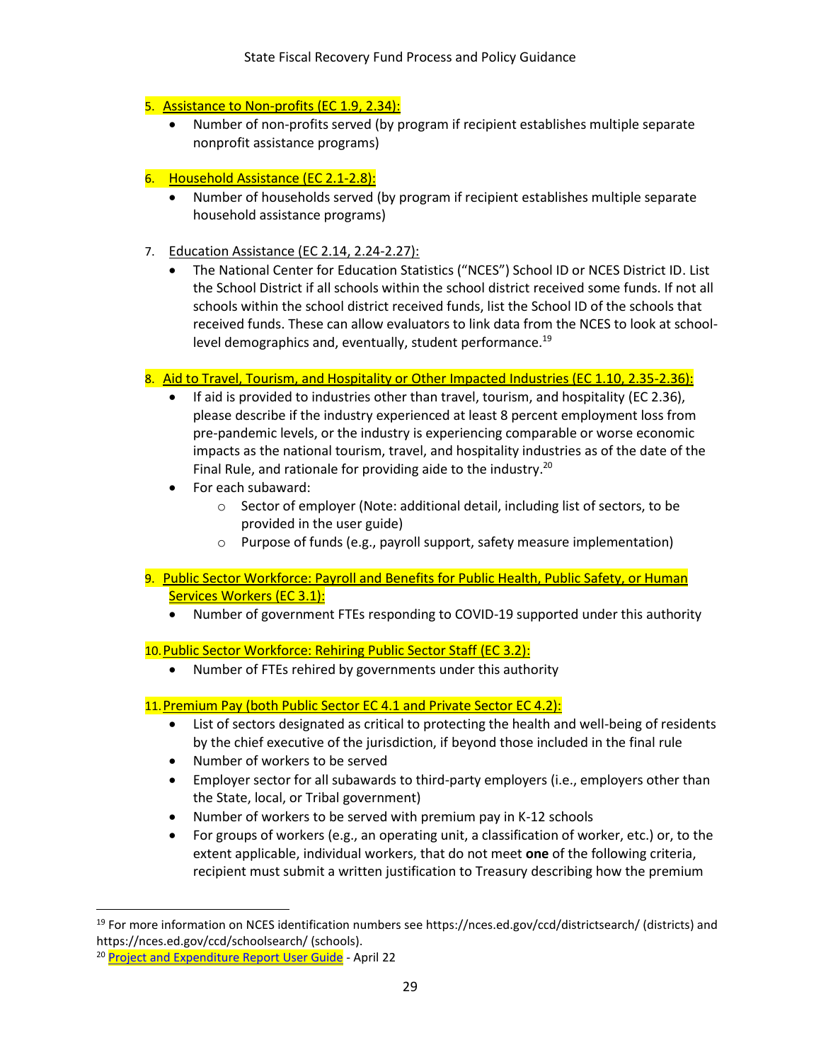5. Assistance to Non-profits (EC 1.9, 2.34):
    - Number of non-profits served (by program if recipient establishes multiple separate nonprofit assistance programs)

6. Household Assistance (EC 2.1-2.8):
    - Number of households served (by program if recipient establishes multiple separate household assistance programs)

7. Education Assistance (EC 2.14, 2.24-2.27):
    - The National Center for Education Statistics ("NCES") School ID or NCES District ID. List the School District if all schools within the school district received some funds. If not all schools within the school district received funds, list the School ID of the schools that received funds. These can allow evaluators to link data from the NCES to look at school-level demographics and, eventually, student performance.[19]

8. Aid to Travel, Tourism, and Hospitality or Other Impacted Industries (EC 1.10, 2.35-2.36):
    - If aid is provided to industries other than travel, tourism, and hospitality (EC 2.36), please describe if the industry experienced at least 8 percent employment loss from pre-pandemic levels, or the industry is experiencing comparable or worse economic impacts as the national tourism, travel, and hospitality industries as of the date of the Final Rule, and rationale for providing aide to the industry.[20]
    - For each subaward:
        - Sector of employer (Note: additional detail, including list of sectors, to be provided in the user guide)
        - Purpose of funds (e.g., payroll support, safety measure implementation)

9. Public Sector Workforce: Payroll and Benefits for Public Health, Public Safety, or Human Services Workers (EC 3.1):
    - Number of government FTEs responding to COVID-19 supported under this authority

10. Public Sector Workforce: Rehiring Public Sector Staff (EC 3.2):
    - Number of FTEs rehired by governments under this authority

11. Premium Pay (both Public Sector EC 4.1 and Private Sector EC 4.2):
    - List of sectors designated as critical to protecting the health and well-being of residents by the chief executive of the jurisdiction, if beyond those included in the final rule
    - Number of workers to be served
    - Employer sector for all subawards to third-party employers (i.e., employers other than the State, local, or Tribal government)
    - Number of workers to be served with premium pay in K-12 schools
    - For groups of workers (e.g., an operating unit, a classification of worker, etc.) or, to the extent applicable, individual workers, that do not meet **one** of the following criteria, recipient must submit a written justification to Treasury describing how the premium

---

[19] For more information on NCES identification numbers see https://nces.ed.gov/ccd/districtsearch/ (districts) and https://nces.ed.gov/ccd/schoolsearch/ (schools).

[20] Project and Expenditure Report User Guide - April 22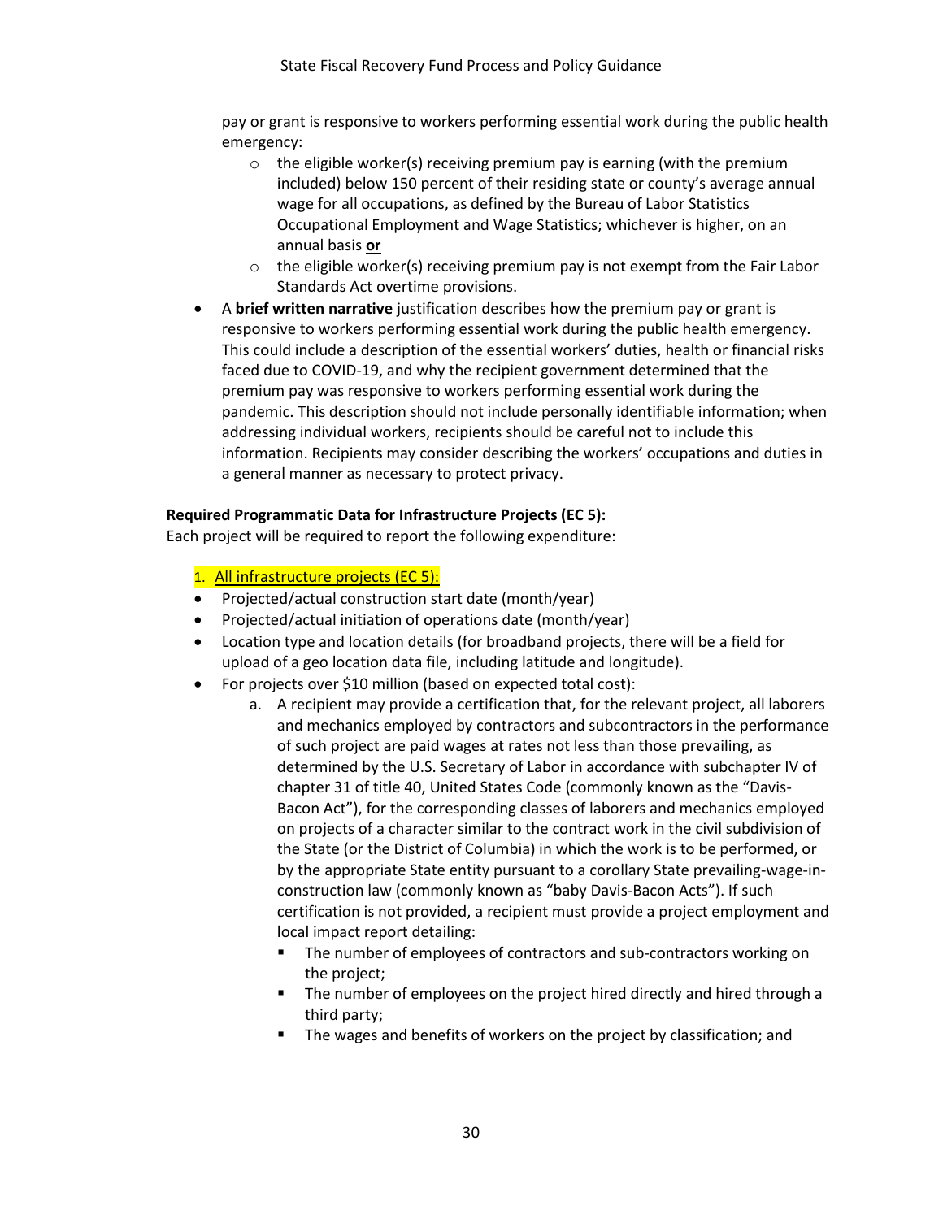pay or grant is responsive to workers performing essential work during the public health emergency:

  - the eligible worker(s) receiving premium pay is earning (with the premium included) below 150 percent of their residing state or county's average annual wage for all occupations, as defined by the Bureau of Labor Statistics Occupational Employment and Wage Statistics; whichever is higher, on an annual basis **or**
  - the eligible worker(s) receiving premium pay is not exempt from the Fair Labor Standards Act overtime provisions.

- A **brief written narrative** justification describes how the premium pay or grant is responsive to workers performing essential work during the public health emergency. This could include a description of the essential workers' duties, health or financial risks faced due to COVID-19, and why the recipient government determined that the premium pay was responsive to workers performing essential work during the pandemic. This description should not include personally identifiable information; when addressing individual workers, recipients should be careful not to include this information. Recipients may consider describing the workers' occupations and duties in a general manner as necessary to protect privacy.

**Required Programmatic Data for Infrastructure Projects (EC 5):**

Each project will be required to report the following expenditure:

1. All infrastructure projects (EC 5):

- Projected/actual construction start date (month/year)
- Projected/actual initiation of operations date (month/year)
- Location type and location details (for broadband projects, there will be a field for upload of a geo location data file, including latitude and longitude).
- For projects over $10 million (based on expected total cost):
  a. A recipient may provide a certification that, for the relevant project, all laborers and mechanics employed by contractors and subcontractors in the performance of such project are paid wages at rates not less than those prevailing, as determined by the U.S. Secretary of Labor in accordance with subchapter IV of chapter 31 of title 40, United States Code (commonly known as the "Davis-Bacon Act"), for the corresponding classes of laborers and mechanics employed on projects of a character similar to the contract work in the civil subdivision of the State (or the District of Columbia) in which the work is to be performed, or by the appropriate State entity pursuant to a corollary State prevailing-wage-in-construction law (commonly known as "baby Davis-Bacon Acts"). If such certification is not provided, a recipient must provide a project employment and local impact report detailing:
     - The number of employees of contractors and sub-contractors working on the project;
     - The number of employees on the project hired directly and hired through a third party;
     - The wages and benefits of workers on the project by classification; and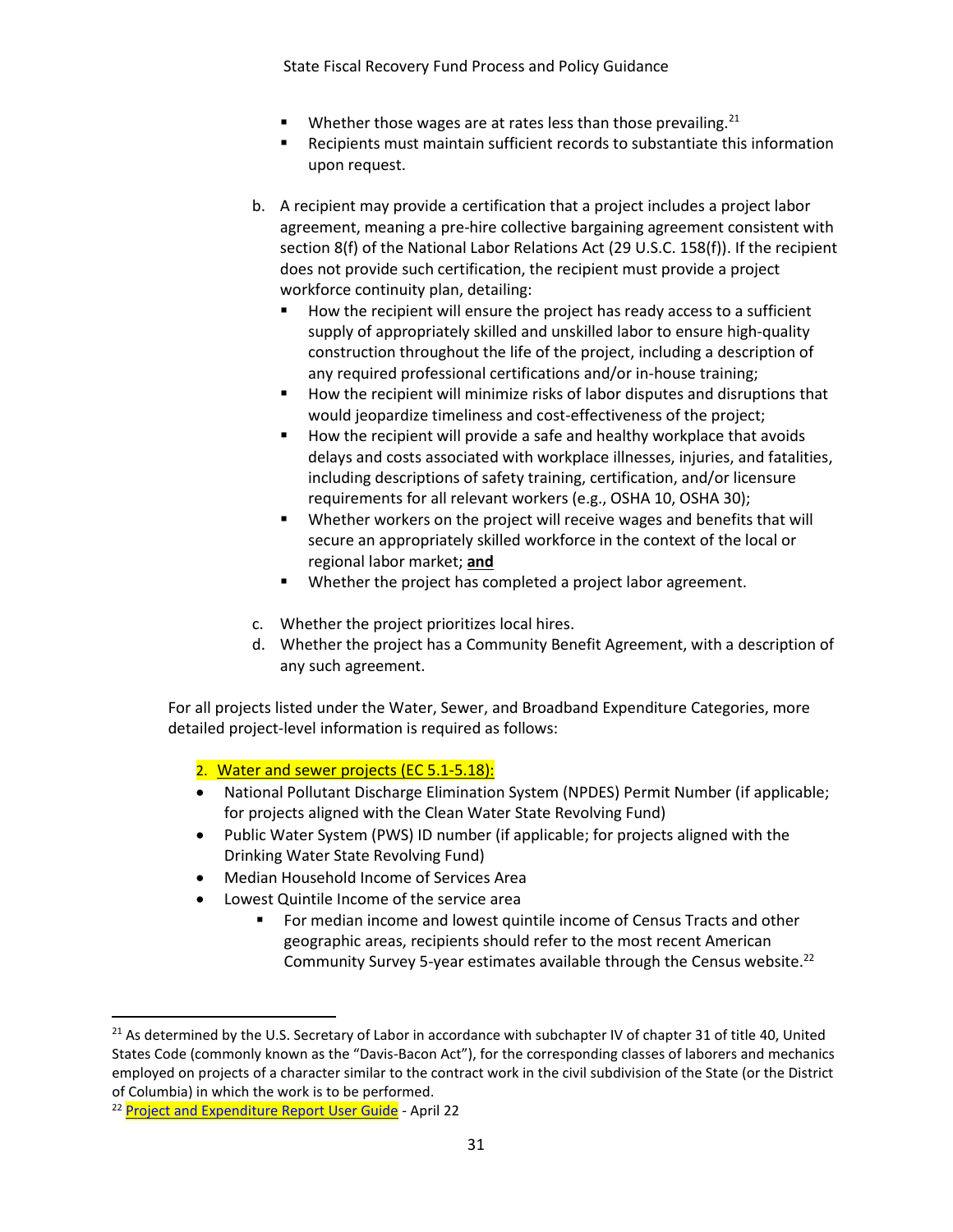- Whether those wages are at rates less than those prevailing.[21]
- Recipients must maintain sufficient records to substantiate this information upon request.

b. A recipient may provide a certification that a project includes a project labor agreement, meaning a pre-hire collective bargaining agreement consistent with section 8(f) of the National Labor Relations Act (29 U.S.C. 158(f)). If the recipient does not provide such certification, the recipient must provide a project workforce continuity plan, detailing:
   - How the recipient will ensure the project has ready access to a sufficient supply of appropriately skilled and unskilled labor to ensure high-quality construction throughout the life of the project, including a description of any required professional certifications and/or in-house training;
   - How the recipient will minimize risks of labor disputes and disruptions that would jeopardize timeliness and cost-effectiveness of the project;
   - How the recipient will provide a safe and healthy workplace that avoids delays and costs associated with workplace illnesses, injuries, and fatalities, including descriptions of safety training, certification, and/or licensure requirements for all relevant workers (e.g., OSHA 10, OSHA 30);
   - Whether workers on the project will receive wages and benefits that will secure an appropriately skilled workforce in the context of the local or regional labor market; **and**
   - Whether the project has completed a project labor agreement.

c. Whether the project prioritizes local hires.

d. Whether the project has a Community Benefit Agreement, with a description of any such agreement.

For all projects listed under the Water, Sewer, and Broadband Expenditure Categories, more detailed project-level information is required as follows:

2. Water and sewer projects (EC 5.1-5.18):

- National Pollutant Discharge Elimination System (NPDES) Permit Number (if applicable; for projects aligned with the Clean Water State Revolving Fund)
- Public Water System (PWS) ID number (if applicable; for projects aligned with the Drinking Water State Revolving Fund)
- Median Household Income of Services Area
- Lowest Quintile Income of the service area
  - For median income and lowest quintile income of Census Tracts and other geographic areas, recipients should refer to the most recent American Community Survey 5-year estimates available through the Census website.[22]

---

[21] As determined by the U.S. Secretary of Labor in accordance with subchapter IV of chapter 31 of title 40, United States Code (commonly known as the "Davis-Bacon Act"), for the corresponding classes of laborers and mechanics employed on projects of a character similar to the contract work in the civil subdivision of the State (or the District of Columbia) in which the work is to be performed.

[22] Project and Expenditure Report User Guide - April 22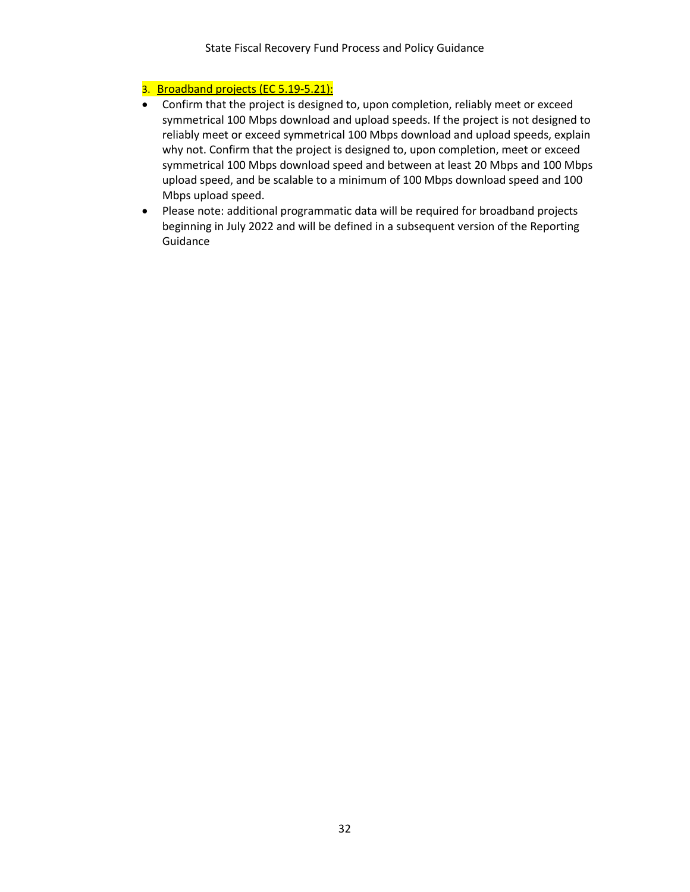3. Broadband projects (EC 5.19-5.21):

- Confirm that the project is designed to, upon completion, reliably meet or exceed symmetrical 100 Mbps download and upload speeds. If the project is not designed to reliably meet or exceed symmetrical 100 Mbps download and upload speeds, explain why not. Confirm that the project is designed to, upon completion, meet or exceed symmetrical 100 Mbps download speed and between at least 20 Mbps and 100 Mbps upload speed, and be scalable to a minimum of 100 Mbps download speed and 100 Mbps upload speed.
- Please note: additional programmatic data will be required for broadband projects beginning in July 2022 and will be defined in a subsequent version of the Reporting Guidance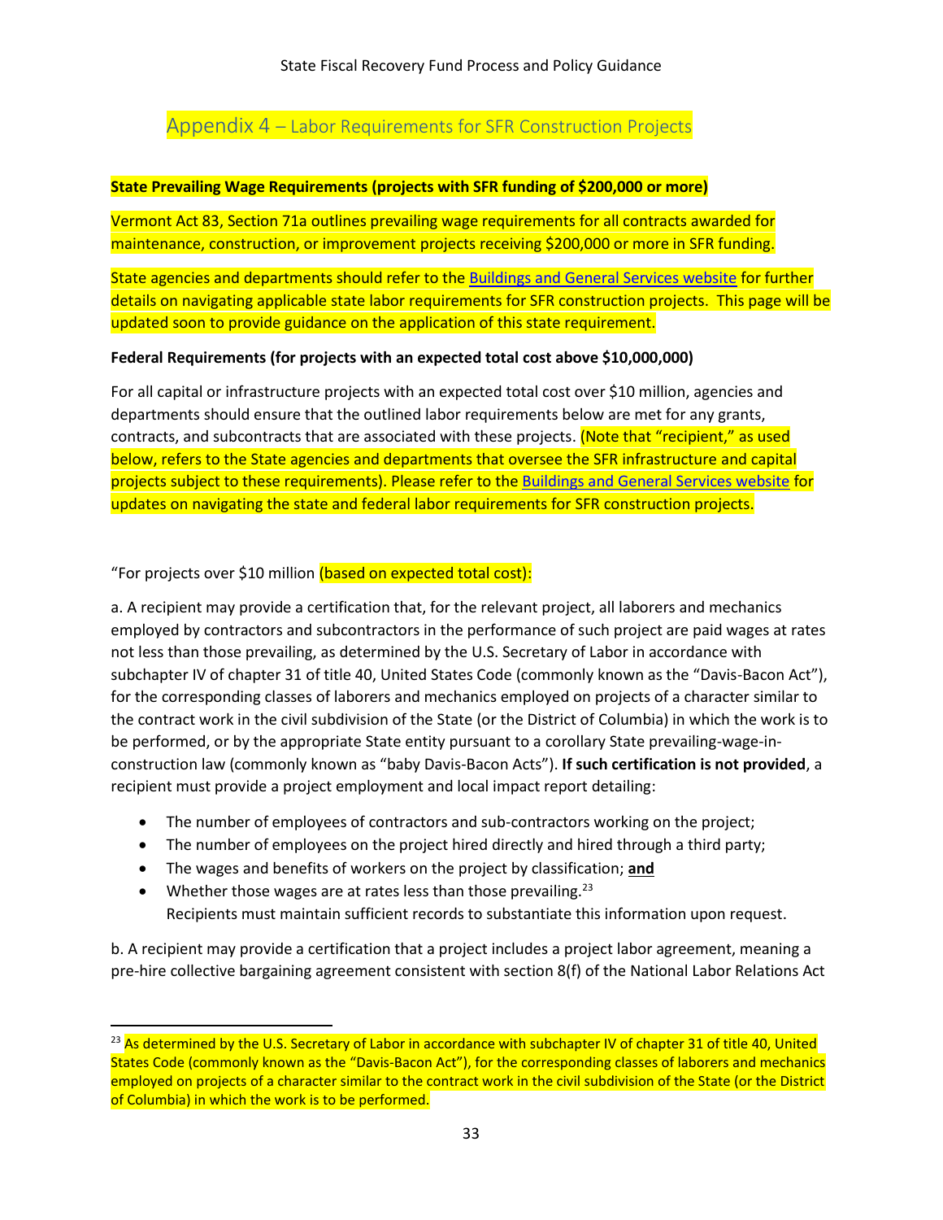## Appendix 4 – Labor Requirements for SFR Construction Projects

**State Prevailing Wage Requirements (projects with SFR funding of $200,000 or more)**

Vermont Act 83, Section 71a outlines prevailing wage requirements for all contracts awarded for maintenance, construction, or improvement projects receiving $200,000 or more in SFR funding.

State agencies and departments should refer to the [Buildings and General Services website]() for further details on navigating applicable state labor requirements for SFR construction projects. This page will be updated soon to provide guidance on the application of this state requirement.

**Federal Requirements (for projects with an expected total cost above $10,000,000)**

For all capital or infrastructure projects with an expected total cost over $10 million, agencies and departments should ensure that the outlined labor requirements below are met for any grants, contracts, and subcontracts that are associated with these projects. (Note that "recipient," as used below, refers to the State agencies and departments that oversee the SFR infrastructure and capital projects subject to these requirements). Please refer to the [Buildings and General Services website]() for updates on navigating the state and federal labor requirements for SFR construction projects.

"For projects over $10 million (based on expected total cost):

a. A recipient may provide a certification that, for the relevant project, all laborers and mechanics employed by contractors and subcontractors in the performance of such project are paid wages at rates not less than those prevailing, as determined by the U.S. Secretary of Labor in accordance with subchapter IV of chapter 31 of title 40, United States Code (commonly known as the "Davis-Bacon Act"), for the corresponding classes of laborers and mechanics employed on projects of a character similar to the contract work in the civil subdivision of the State (or the District of Columbia) in which the work is to be performed, or by the appropriate State entity pursuant to a corollary State prevailing-wage-in-construction law (commonly known as "baby Davis-Bacon Acts"). **If such certification is not provided**, a recipient must provide a project employment and local impact report detailing:

- The number of employees of contractors and sub-contractors working on the project;
- The number of employees on the project hired directly and hired through a third party;
- The wages and benefits of workers on the project by classification; **and**
- Whether those wages are at rates less than those prevailing.[23]
  Recipients must maintain sufficient records to substantiate this information upon request.

b. A recipient may provide a certification that a project includes a project labor agreement, meaning a pre-hire collective bargaining agreement consistent with section 8(f) of the National Labor Relations Act

[23] As determined by the U.S. Secretary of Labor in accordance with subchapter IV of chapter 31 of title 40, United States Code (commonly known as the "Davis-Bacon Act"), for the corresponding classes of laborers and mechanics employed on projects of a character similar to the contract work in the civil subdivision of the State (or the District of Columbia) in which the work is to be performed.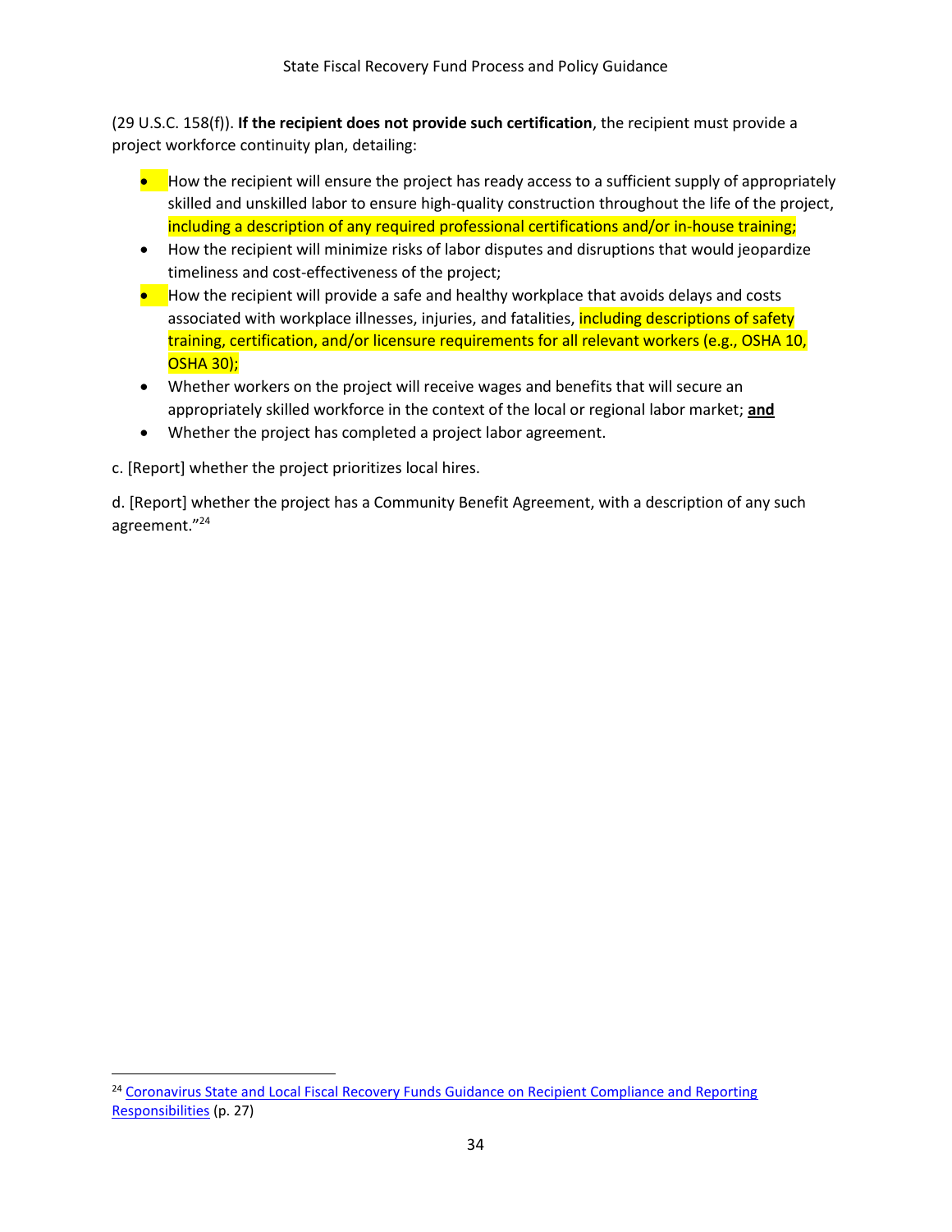(29 U.S.C. 158(f)). **If the recipient does not provide such certification**, the recipient must provide a project workforce continuity plan, detailing:

- How the recipient will ensure the project has ready access to a sufficient supply of appropriately skilled and unskilled labor to ensure high-quality construction throughout the life of the project, including a description of any required professional certifications and/or in-house training;
- How the recipient will minimize risks of labor disputes and disruptions that would jeopardize timeliness and cost-effectiveness of the project;
- How the recipient will provide a safe and healthy workplace that avoids delays and costs associated with workplace illnesses, injuries, and fatalities, including descriptions of safety training, certification, and/or licensure requirements for all relevant workers (e.g., OSHA 10, OSHA 30);
- Whether workers on the project will receive wages and benefits that will secure an appropriately skilled workforce in the context of the local or regional labor market; **and**
- Whether the project has completed a project labor agreement.

c. [Report] whether the project prioritizes local hires.

d. [Report] whether the project has a Community Benefit Agreement, with a description of any such agreement."[24]

---

[24] Coronavirus State and Local Fiscal Recovery Funds Guidance on Recipient Compliance and Reporting Responsibilities (p. 27)